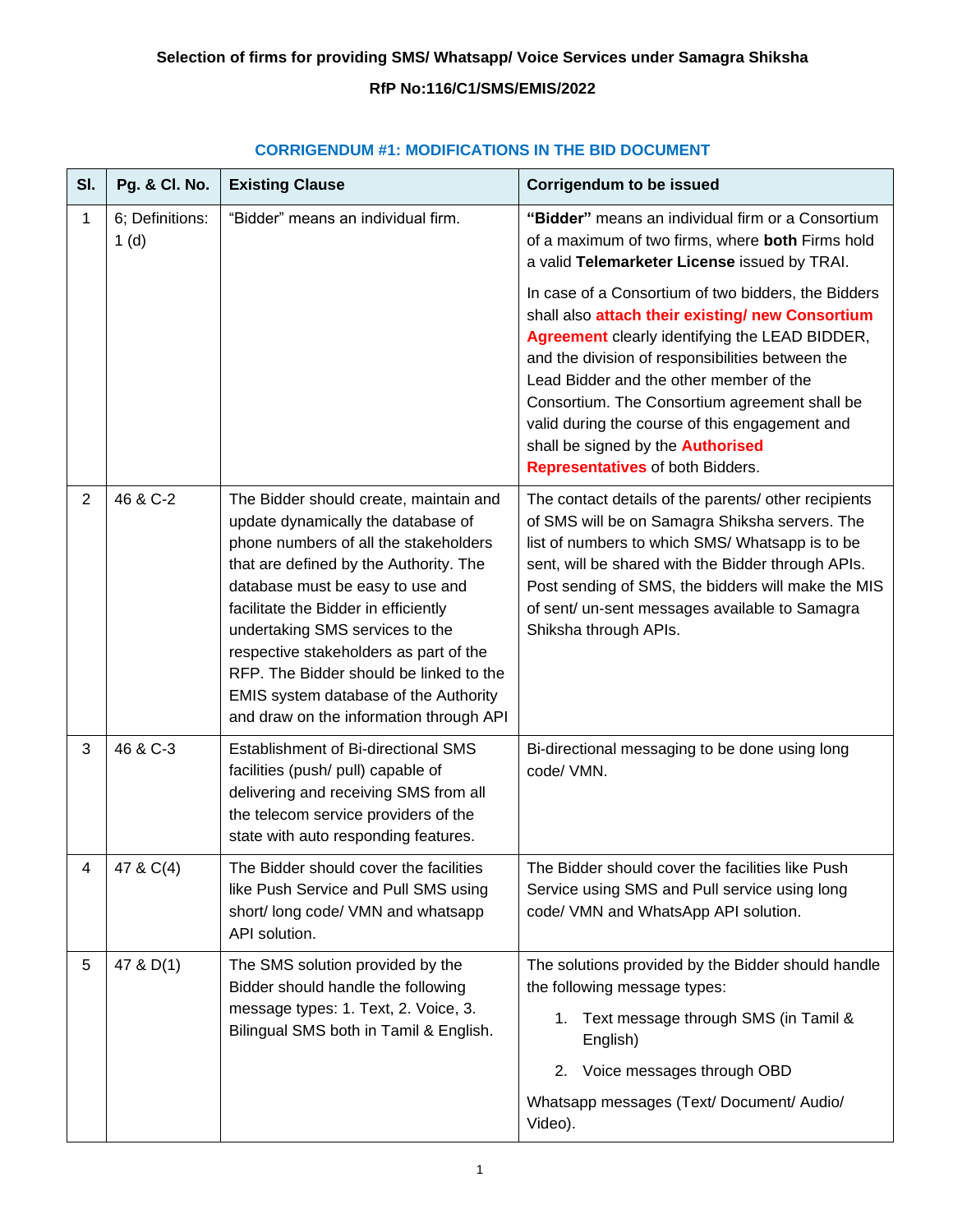**Selection of firms for providing SMS/ Whatsapp/ Voice Services under Samagra Shiksha**

**RfP No:116/C1/SMS/EMIS/2022**

## CORRIGENDUM #1: MODIFICATIONS IN THE BID DOCUMENT

| Sl. | Pg. & Cl. No. | Existing Clause | Corrigendum to be issued |
|---|---|---|---|
| 1 | 6; Definitions: 1 (d) | "Bidder" means an individual firm. | **"Bidder"** means an individual firm or a Consortium of a maximum of two firms, where **both** Firms hold a valid **Telemarketer License** issued by TRAI.<br><br>In case of a Consortium of two bidders, the Bidders shall also **attach their existing/ new Consortium Agreement** clearly identifying the LEAD BIDDER, and the division of responsibilities between the Lead Bidder and the other member of the Consortium. The Consortium agreement shall be valid during the course of this engagement and shall be signed by the **Authorised Representatives** of both Bidders. |
| 2 | 46 & C-2 | The Bidder should create, maintain and update dynamically the database of phone numbers of all the stakeholders that are defined by the Authority. The database must be easy to use and facilitate the Bidder in efficiently undertaking SMS services to the respective stakeholders as part of the RFP. The Bidder should be linked to the EMIS system database of the Authority and draw on the information through API | The contact details of the parents/ other recipients of SMS will be on Samagra Shiksha servers. The list of numbers to which SMS/ Whatsapp is to be sent, will be shared with the Bidder through APIs. Post sending of SMS, the bidders will make the MIS of sent/ un-sent messages available to Samagra Shiksha through APIs. |
| 3 | 46 & C-3 | Establishment of Bi-directional SMS facilities (push/ pull) capable of delivering and receiving SMS from all the telecom service providers of the state with auto responding features. | Bi-directional messaging to be done using long code/ VMN. |
| 4 | 47 & C(4) | The Bidder should cover the facilities like Push Service and Pull SMS using short/ long code/ VMN and whatsapp API solution. | The Bidder should cover the facilities like Push Service using SMS and Pull service using long code/ VMN and WhatsApp API solution. |
| 5 | 47 & D(1) | The SMS solution provided by the Bidder should handle the following message types: 1. Text, 2. Voice, 3. Bilingual SMS both in Tamil & English. | The solutions provided by the Bidder should handle the following message types:<br>1. Text message through SMS (in Tamil & English)<br>2. Voice messages through OBD<br><br>Whatsapp messages (Text/ Document/ Audio/ Video). |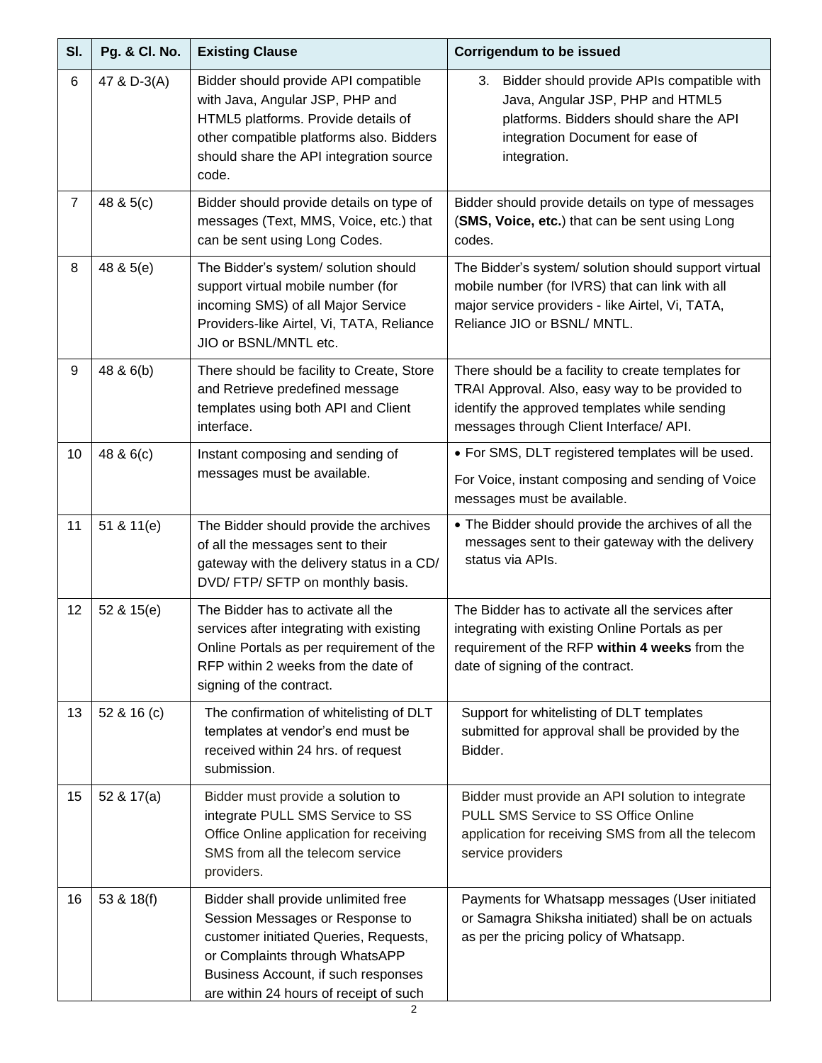| Sl. | Pg. & Cl. No. | Existing Clause | Corrigendum to be issued |
|---|---|---|---|
| 6 | 47 & D-3(A) | Bidder should provide API compatible with Java, Angular JSP, PHP and HTML5 platforms. Provide details of other compatible platforms also. Bidders should share the API integration source code. | 3. Bidder should provide APIs compatible with Java, Angular JSP, PHP and HTML5 platforms. Bidders should share the API integration Document for ease of integration. |
| 7 | 48 & 5(c) | Bidder should provide details on type of messages (Text, MMS, Voice, etc.) that can be sent using Long Codes. | Bidder should provide details on type of messages (**SMS, Voice, etc.**) that can be sent using Long codes. |
| 8 | 48 & 5(e) | The Bidder's system/ solution should support virtual mobile number (for incoming SMS) of all Major Service Providers-like Airtel, Vi, TATA, Reliance JIO or BSNL/MNTL etc. | The Bidder's system/ solution should support virtual mobile number (for IVRS) that can link with all major service providers - like Airtel, Vi, TATA, Reliance JIO or BSNL/ MNTL. |
| 9 | 48 & 6(b) | There should be facility to Create, Store and Retrieve predefined message templates using both API and Client interface. | There should be a facility to create templates for TRAI Approval. Also, easy way to be provided to identify the approved templates while sending messages through Client Interface/ API. |
| 10 | 48 & 6(c) | Instant composing and sending of messages must be available. | • For SMS, DLT registered templates will be used.<br>For Voice, instant composing and sending of Voice messages must be available. |
| 11 | 51 & 11(e) | The Bidder should provide the archives of all the messages sent to their gateway with the delivery status in a CD/ DVD/ FTP/ SFTP on monthly basis. | • The Bidder should provide the archives of all the messages sent to their gateway with the delivery status via APIs. |
| 12 | 52 & 15(e) | The Bidder has to activate all the services after integrating with existing Online Portals as per requirement of the RFP within 2 weeks from the date of signing of the contract. | The Bidder has to activate all the services after integrating with existing Online Portals as per requirement of the RFP **within 4 weeks** from the date of signing of the contract. |
| 13 | 52 & 16 (c) | The confirmation of whitelisting of DLT templates at vendor's end must be received within 24 hrs. of request submission. | Support for whitelisting of DLT templates submitted for approval shall be provided by the Bidder. |
| 15 | 52 & 17(a) | Bidder must provide a solution to integrate PULL SMS Service to SS Office Online application for receiving SMS from all the telecom service providers. | Bidder must provide an API solution to integrate PULL SMS Service to SS Office Online application for receiving SMS from all the telecom service providers |
| 16 | 53 & 18(f) | Bidder shall provide unlimited free Session Messages or Response to customer initiated Queries, Requests, or Complaints through WhatsAPP Business Account, if such responses are within 24 hours of receipt of such | Payments for Whatsapp messages (User initiated or Samagra Shiksha initiated) shall be on actuals as per the pricing policy of Whatsapp. |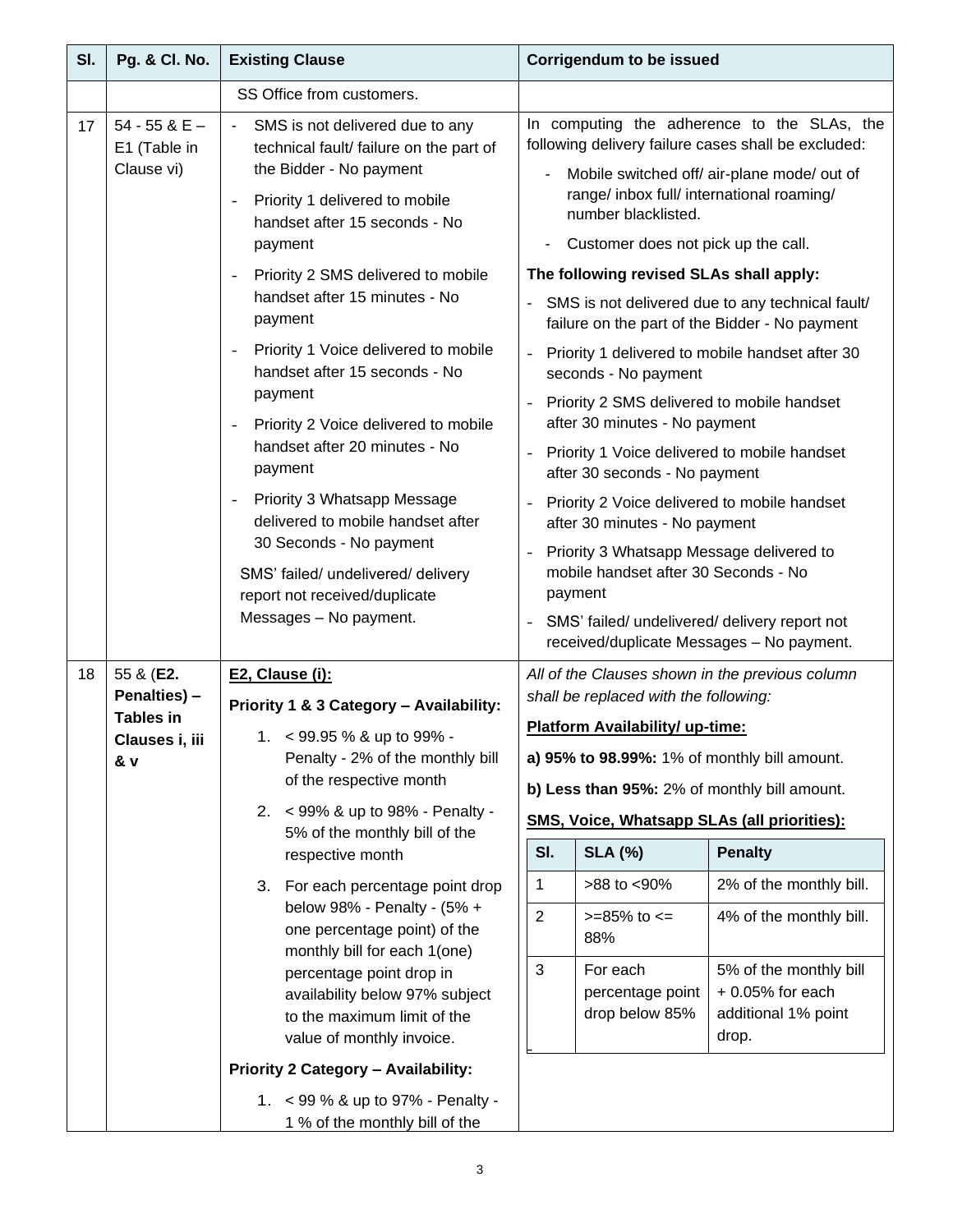| Sl. | Pg. & Cl. No. | Existing Clause | Corrigendum to be issued |
|---|---|---|---|
| | | SS Office from customers. | |
| 17 | 54 - 55 & E – E1 (Table in Clause vi) | - SMS is not delivered due to any technical fault/ failure on the part of the Bidder - No payment<br>- Priority 1 delivered to mobile handset after 15 seconds - No payment<br>- Priority 2 SMS delivered to mobile handset after 15 minutes - No payment<br>- Priority 1 Voice delivered to mobile handset after 15 seconds - No payment<br>- Priority 2 Voice delivered to mobile handset after 20 minutes - No payment<br>- Priority 3 Whatsapp Message delivered to mobile handset after 30 Seconds - No payment<br>SMS' failed/ undelivered/ delivery report not received/duplicate Messages – No payment. | In computing the adherence to the SLAs, the following delivery failure cases shall be excluded:<br>- Mobile switched off/ air-plane mode/ out of range/ inbox full/ international roaming/ number blacklisted.<br>- Customer does not pick up the call.<br>**The following revised SLAs shall apply:**<br>- SMS is not delivered due to any technical fault/ failure on the part of the Bidder - No payment<br>- Priority 1 delivered to mobile handset after 30 seconds - No payment<br>- Priority 2 SMS delivered to mobile handset after 30 minutes - No payment<br>- Priority 1 Voice delivered to mobile handset after 30 seconds - No payment<br>- Priority 2 Voice delivered to mobile handset after 30 minutes - No payment<br>- Priority 3 Whatsapp Message delivered to mobile handset after 30 Seconds - No payment<br>- SMS' failed/ undelivered/ delivery report not received/duplicate Messages – No payment. |
| 18 | 55 & (**E2. Penalties) – Tables in Clauses i, iii & v** | **E2, Clause (i):**<br>**Priority 1 & 3 Category – Availability:**<br>1. < 99.95 % & up to 99% - Penalty - 2% of the monthly bill of the respective month<br>2. < 99% & up to 98% - Penalty - 5% of the monthly bill of the respective month<br>3. For each percentage point drop below 98% - Penalty - (5% + one percentage point) of the monthly bill for each 1(one) percentage point drop in availability below 97% subject to the maximum limit of the value of monthly invoice.<br>**Priority 2 Category – Availability:**<br>1. < 99 % & up to 97% - Penalty - 1 % of the monthly bill of the | *All of the Clauses shown in the previous column shall be replaced with the following:*<br>**Platform Availability/ up-time:**<br>**a) 95% to 98.99%:** 1% of monthly bill amount.<br>**b) Less than 95%:** 2% of monthly bill amount.<br>**SMS, Voice, Whatsapp SLAs (all priorities):**<br>Sl. 1 — SLA (%): >88 to <90% — Penalty: 2% of the monthly bill.<br>Sl. 2 — SLA (%): >=85% to <= 88% — Penalty: 4% of the monthly bill.<br>Sl. 3 — SLA (%): For each percentage point drop below 85% — Penalty: 5% of the monthly bill + 0.05% for each additional 1% point drop. |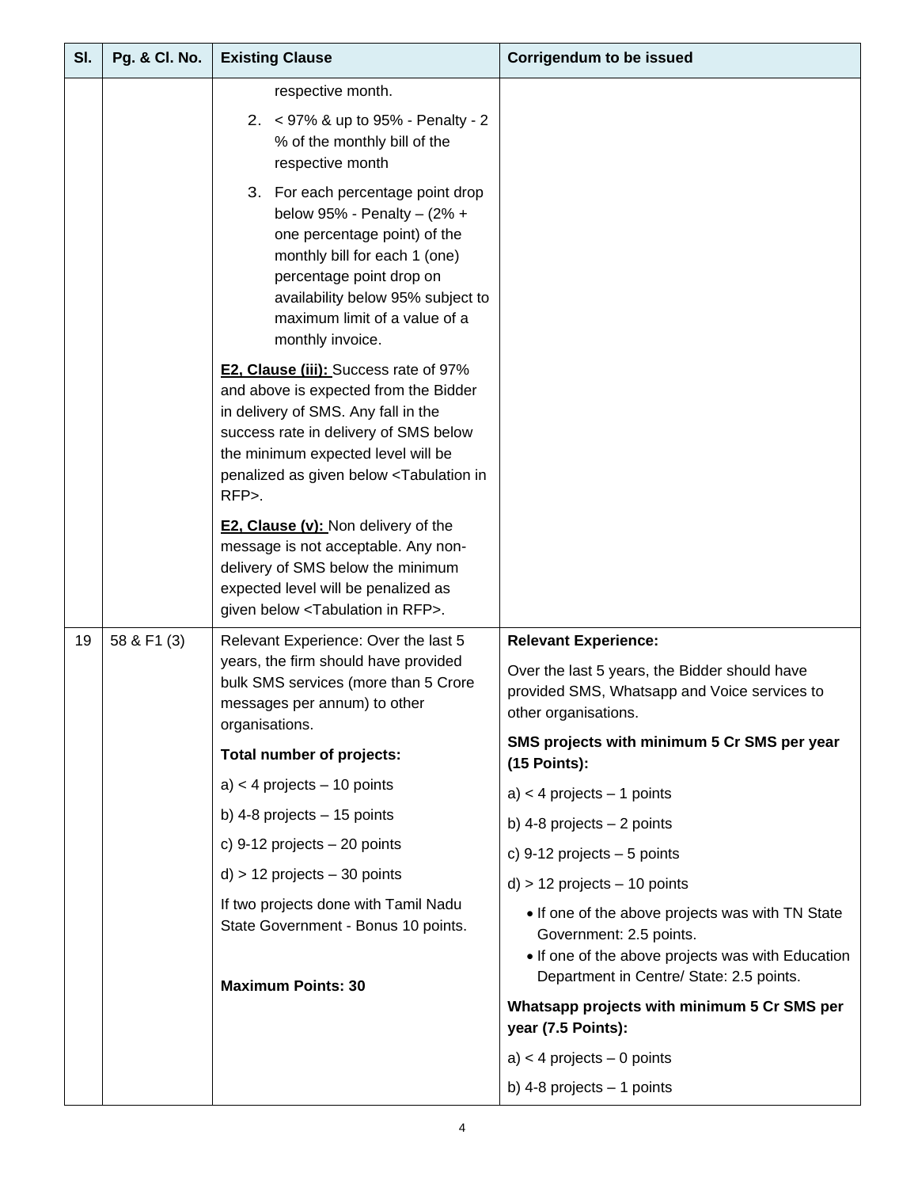| Sl. | Pg. & Cl. No. | Existing Clause | Corrigendum to be issued |
|---|---|---|---|
| | | respective month.<br>2. < 97% & up to 95% - Penalty - 2 % of the monthly bill of the respective month<br>3. For each percentage point drop below 95% - Penalty – (2% + one percentage point) of the monthly bill for each 1 (one) percentage point drop on availability below 95% subject to maximum limit of a value of a monthly invoice.<br>**E2, Clause (iii):** Success rate of 97% and above is expected from the Bidder in delivery of SMS. Any fall in the success rate in delivery of SMS below the minimum expected level will be penalized as given below <Tabulation in RFP>.<br>**E2, Clause (v):** Non delivery of the message is not acceptable. Any non-delivery of SMS below the minimum expected level will be penalized as given below <Tabulation in RFP>. | |
| 19 | 58 & F1 (3) | Relevant Experience: Over the last 5 years, the firm should have provided bulk SMS services (more than 5 Crore messages per annum) to other organisations.<br>**Total number of projects:**<br>a) < 4 projects – 10 points<br>b) 4-8 projects – 15 points<br>c) 9-12 projects – 20 points<br>d) > 12 projects – 30 points<br>If two projects done with Tamil Nadu State Government - Bonus 10 points.<br>**Maximum Points: 30** | **Relevant Experience:**<br>Over the last 5 years, the Bidder should have provided SMS, Whatsapp and Voice services to other organisations.<br>**SMS projects with minimum 5 Cr SMS per year (15 Points):**<br>a) < 4 projects – 1 points<br>b) 4-8 projects – 2 points<br>c) 9-12 projects – 5 points<br>d) > 12 projects – 10 points<br>• If one of the above projects was with TN State Government: 2.5 points.<br>• If one of the above projects was with Education Department in Centre/ State: 2.5 points.<br>**Whatsapp projects with minimum 5 Cr SMS per year (7.5 Points):**<br>a) < 4 projects – 0 points<br>b) 4-8 projects – 1 points |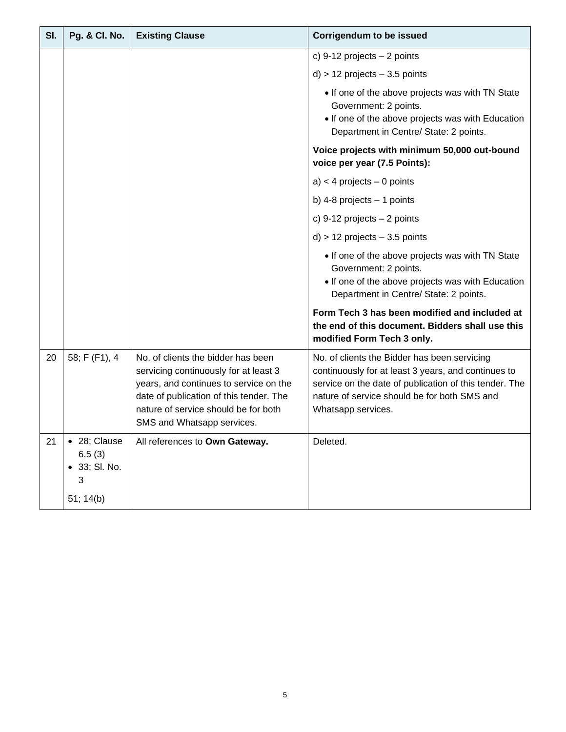| Sl. | Pg. & Cl. No. | Existing Clause | Corrigendum to be issued |
|---|---|---|---|
| | | | c) 9-12 projects – 2 points<br><br>d) > 12 projects – 3.5 points<br><br>• If one of the above projects was with TN State Government: 2 points.<br>• If one of the above projects was with Education Department in Centre/ State: 2 points.<br><br>**Voice projects with minimum 50,000 out-bound voice per year (7.5 Points):**<br><br>a) < 4 projects – 0 points<br><br>b) 4-8 projects – 1 points<br><br>c) 9-12 projects – 2 points<br><br>d) > 12 projects – 3.5 points<br><br>• If one of the above projects was with TN State Government: 2 points.<br>• If one of the above projects was with Education Department in Centre/ State: 2 points.<br><br>**Form Tech 3 has been modified and included at the end of this document. Bidders shall use this modified Form Tech 3 only.** |
| 20 | 58; F (F1), 4 | No. of clients the bidder has been servicing continuously for at least 3 years, and continues to service on the date of publication of this tender. The nature of service should be for both SMS and Whatsapp services. | No. of clients the Bidder has been servicing continuously for at least 3 years, and continues to service on the date of publication of this tender. The nature of service should be for both SMS and Whatsapp services. |
| 21 | • 28; Clause 6.5 (3)<br>• 33; Sl. No. 3<br><br>51; 14(b) | All references to **Own Gateway.** | Deleted. |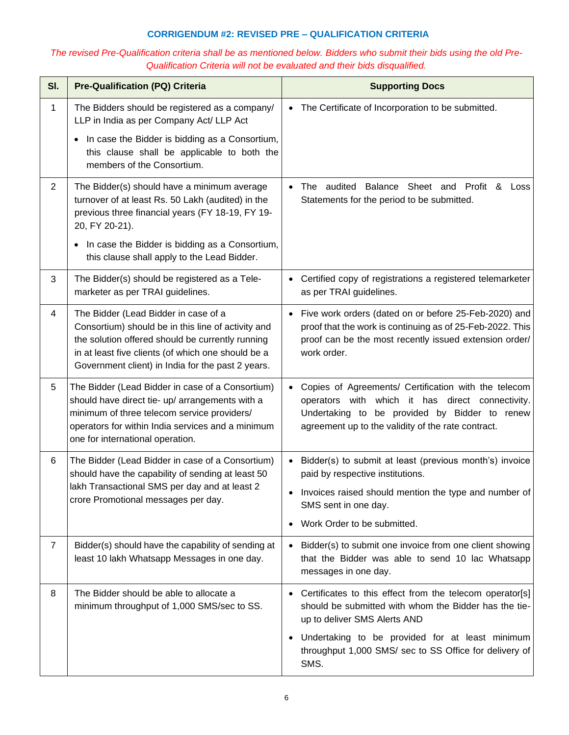## CORRIGENDUM #2: REVISED PRE – QUALIFICATION CRITERIA

*The revised Pre-Qualification criteria shall be as mentioned below. Bidders who submit their bids using the old Pre-Qualification Criteria will not be evaluated and their bids disqualified.*

| Sl. | Pre-Qualification (PQ) Criteria | Supporting Docs |
|---|---|---|
| 1 | The Bidders should be registered as a company/ LLP in India as per Company Act/ LLP Act<br>• In case the Bidder is bidding as a Consortium, this clause shall be applicable to both the members of the Consortium. | • The Certificate of Incorporation to be submitted. |
| 2 | The Bidder(s) should have a minimum average turnover of at least Rs. 50 Lakh (audited) in the previous three financial years (FY 18-19, FY 19-20, FY 20-21).<br>• In case the Bidder is bidding as a Consortium, this clause shall apply to the Lead Bidder. | • The audited Balance Sheet and Profit & Loss Statements for the period to be submitted. |
| 3 | The Bidder(s) should be registered as a Tele-marketer as per TRAI guidelines. | • Certified copy of registrations a registered telemarketer as per TRAI guidelines. |
| 4 | The Bidder (Lead Bidder in case of a Consortium) should be in this line of activity and the solution offered should be currently running in at least five clients (of which one should be a Government client) in India for the past 2 years. | • Five work orders (dated on or before 25-Feb-2020) and proof that the work is continuing as of 25-Feb-2022. This proof can be the most recently issued extension order/ work order. |
| 5 | The Bidder (Lead Bidder in case of a Consortium) should have direct tie- up/ arrangements with a minimum of three telecom service providers/ operators for within India services and a minimum one for international operation. | • Copies of Agreements/ Certification with the telecom operators with which it has direct connectivity. Undertaking to be provided by Bidder to renew agreement up to the validity of the rate contract. |
| 6 | The Bidder (Lead Bidder in case of a Consortium) should have the capability of sending at least 50 lakh Transactional SMS per day and at least 2 crore Promotional messages per day. | • Bidder(s) to submit at least (previous month's) invoice paid by respective institutions.<br>• Invoices raised should mention the type and number of SMS sent in one day.<br>• Work Order to be submitted. |
| 7 | Bidder(s) should have the capability of sending at least 10 lakh Whatsapp Messages in one day. | • Bidder(s) to submit one invoice from one client showing that the Bidder was able to send 10 lac Whatsapp messages in one day. |
| 8 | The Bidder should be able to allocate a minimum throughput of 1,000 SMS/sec to SS. | • Certificates to this effect from the telecom operator[s] should be submitted with whom the Bidder has the tie-up to deliver SMS Alerts AND<br>• Undertaking to be provided for at least minimum throughput 1,000 SMS/ sec to SS Office for delivery of SMS. |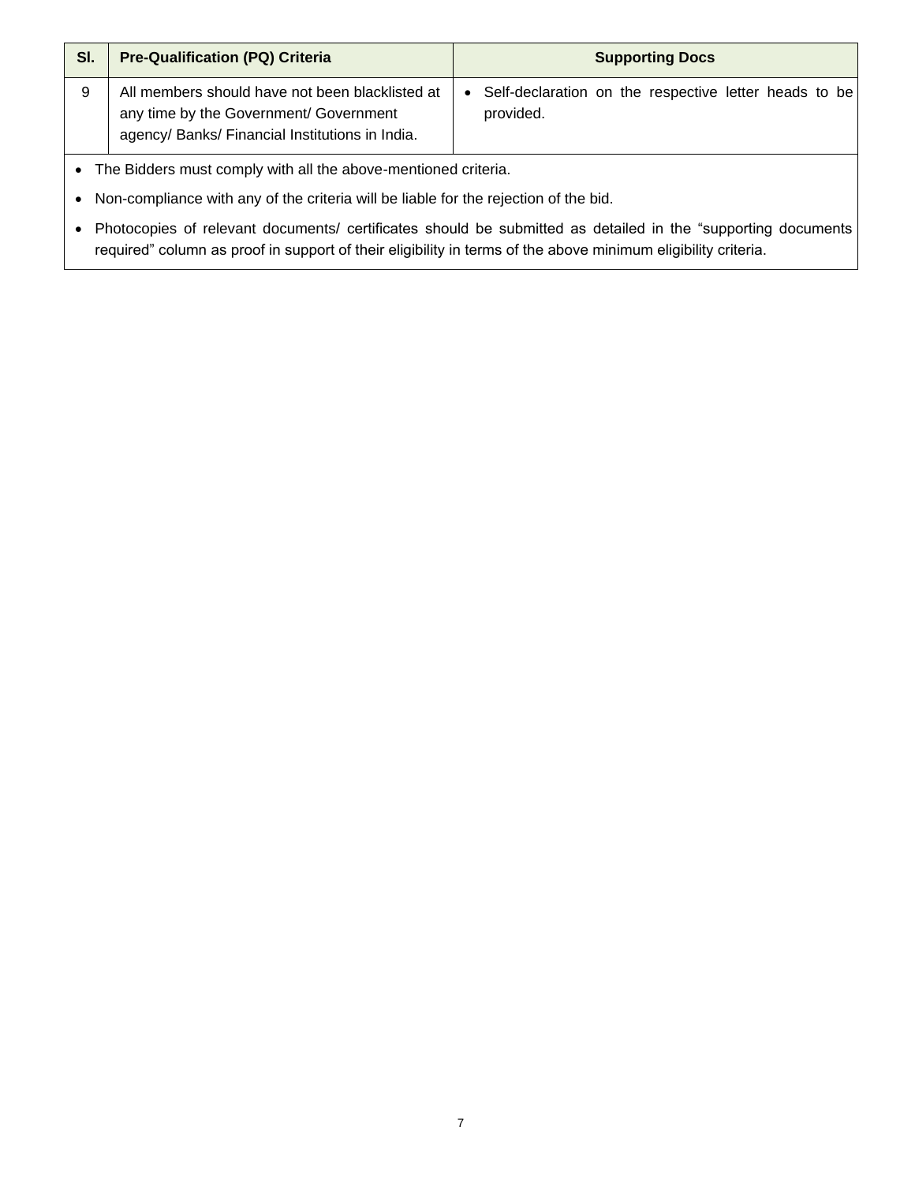| Sl. | Pre-Qualification (PQ) Criteria | Supporting Docs |
| --- | --- | --- |
| 9 | All members should have not been blacklisted at any time by the Government/ Government agency/ Banks/ Financial Institutions in India. | • Self-declaration on the respective letter heads to be provided. |

- The Bidders must comply with all the above-mentioned criteria.
- Non-compliance with any of the criteria will be liable for the rejection of the bid.
- Photocopies of relevant documents/ certificates should be submitted as detailed in the “supporting documents required” column as proof in support of their eligibility in terms of the above minimum eligibility criteria.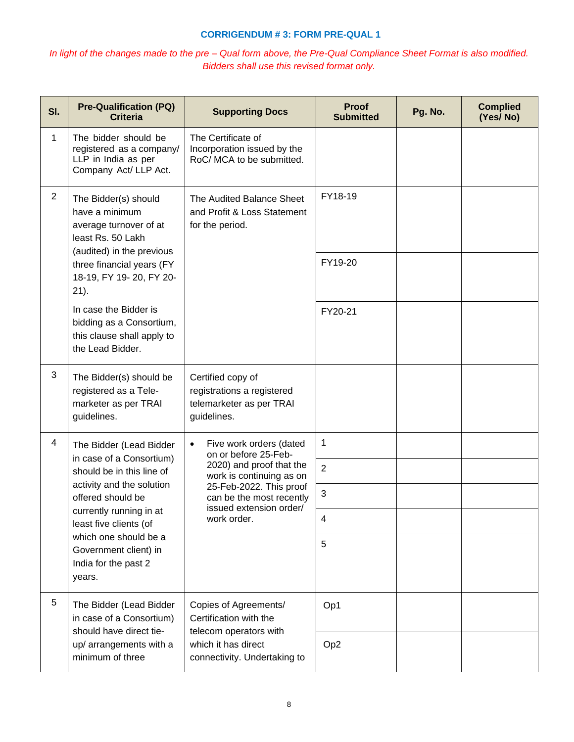### CORRIGENDUM # 3: FORM PRE-QUAL 1

*In light of the changes made to the pre – Qual form above, the Pre-Qual Compliance Sheet Format is also modified. Bidders shall use this revised format only.*

| Sl. | Pre-Qualification (PQ) Criteria | Supporting Docs | Proof Submitted | Pg. No. | Complied (Yes/ No) |
|---|---|---|---|---|---|
| 1 | The bidder should be registered as a company/ LLP in India as per Company Act/ LLP Act. | The Certificate of Incorporation issued by the RoC/ MCA to be submitted. | | | |
| 2 | The Bidder(s) should have a minimum average turnover of at least Rs. 50 Lakh (audited) in the previous three financial years (FY 18-19, FY 19- 20, FY 20-21).<br><br>In case the Bidder is bidding as a Consortium, this clause shall apply to the Lead Bidder. | The Audited Balance Sheet and Profit & Loss Statement for the period. | FY18-19 | | |
| | | | FY19-20 | | |
| | | | FY20-21 | | |
| 3 | The Bidder(s) should be registered as a Tele-marketer as per TRAI guidelines. | Certified copy of registrations a registered telemarketer as per TRAI guidelines. | | | |
| 4 | The Bidder (Lead Bidder in case of a Consortium) should be in this line of activity and the solution offered should be currently running in at least five clients (of which one should be a Government client) in India for the past 2 years. | • Five work orders (dated on or before 25-Feb-2020) and proof that the work is continuing as on 25-Feb-2022. This proof can be the most recently issued extension order/ work order. | 1 | | |
| | | | 2 | | |
| | | | 3 | | |
| | | | 4 | | |
| | | | 5 | | |
| 5 | The Bidder (Lead Bidder in case of a Consortium) should have direct tie-up/ arrangements with a minimum of three | Copies of Agreements/ Certification with the telecom operators with which it has direct connectivity. Undertaking to | Op1 | | |
| | | | Op2 | | |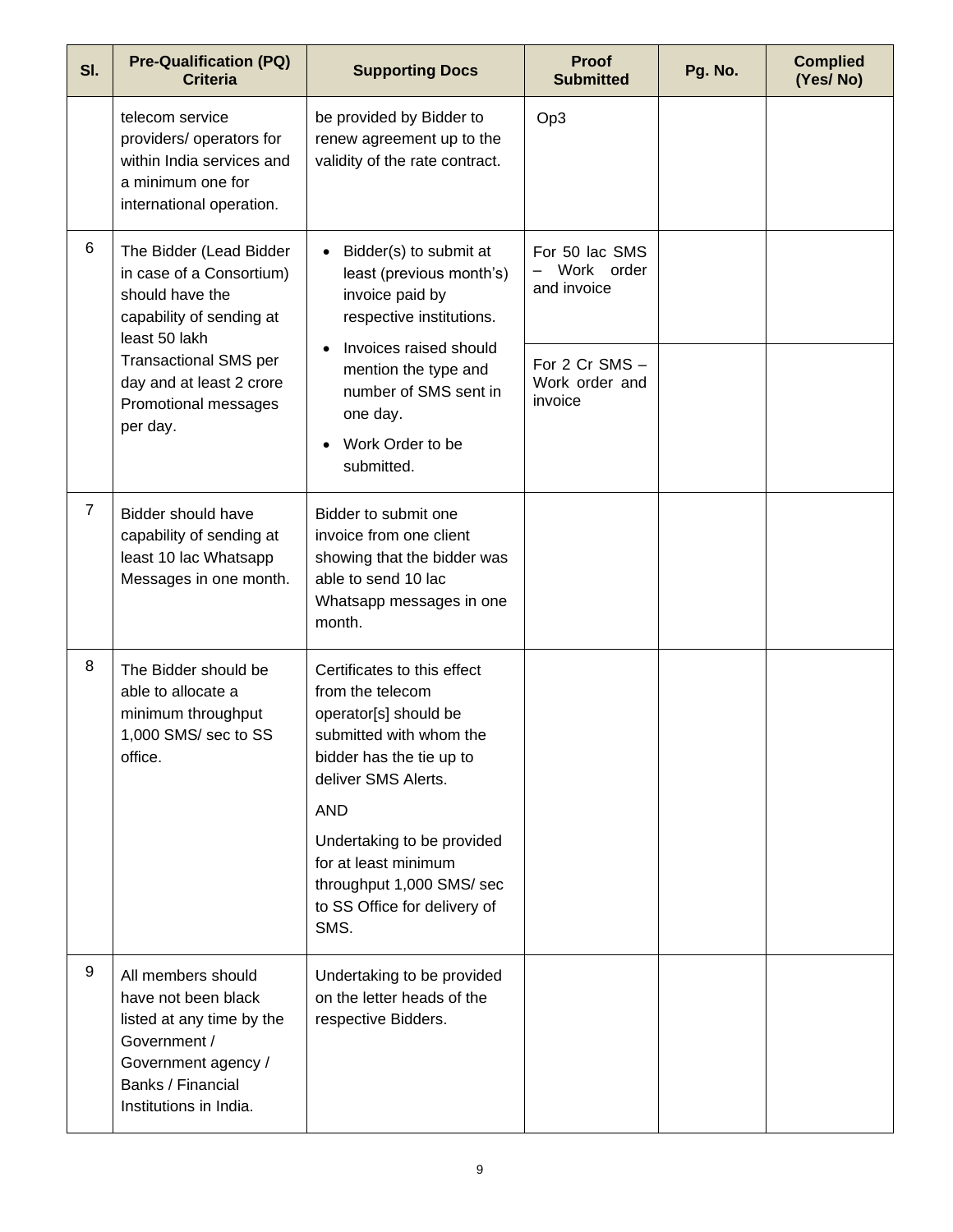| Sl. | Pre-Qualification (PQ) Criteria | Supporting Docs | Proof Submitted | Pg. No. | Complied (Yes/ No) |
|---|---|---|---|---|---|
| | telecom service providers/ operators for within India services and a minimum one for international operation. | be provided by Bidder to renew agreement up to the validity of the rate contract. | Op3 | | |
| 6 | The Bidder (Lead Bidder in case of a Consortium) should have the capability of sending at least 50 lakh Transactional SMS per day and at least 2 crore Promotional messages per day. | • Bidder(s) to submit at least (previous month's) invoice paid by respective institutions.<br>• Invoices raised should mention the type and number of SMS sent in one day.<br>• Work Order to be submitted. | For 50 lac SMS – Work order and invoice | | |
| | | | For 2 Cr SMS – Work order and invoice | | |
| 7 | Bidder should have capability of sending at least 10 lac Whatsapp Messages in one month. | Bidder to submit one invoice from one client showing that the bidder was able to send 10 lac Whatsapp messages in one month. | | | |
| 8 | The Bidder should be able to allocate a minimum throughput 1,000 SMS/ sec to SS office. | Certificates to this effect from the telecom operator[s] should be submitted with whom the bidder has the tie up to deliver SMS Alerts.<br>AND<br>Undertaking to be provided for at least minimum throughput 1,000 SMS/ sec to SS Office for delivery of SMS. | | | |
| 9 | All members should have not been black listed at any time by the Government / Government agency / Banks / Financial Institutions in India. | Undertaking to be provided on the letter heads of the respective Bidders. | | | |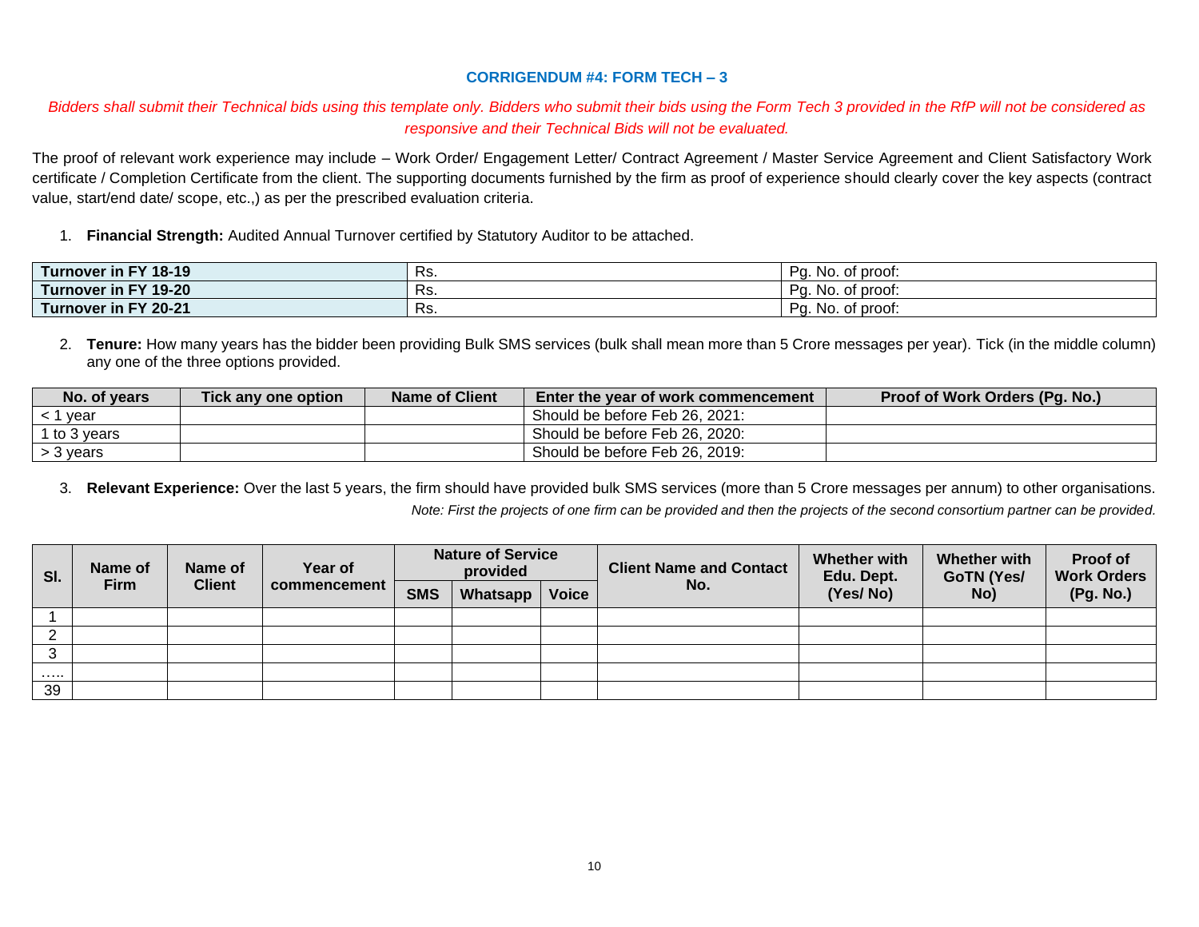### CORRIGENDUM #4: FORM TECH – 3

*Bidders shall submit their Technical bids using this template only. Bidders who submit their bids using the Form Tech 3 provided in the RfP will not be considered as responsive and their Technical Bids will not be evaluated.*

The proof of relevant work experience may include – Work Order/ Engagement Letter/ Contract Agreement / Master Service Agreement and Client Satisfactory Work certificate / Completion Certificate from the client. The supporting documents furnished by the firm as proof of experience should clearly cover the key aspects (contract value, start/end date/ scope, etc.,) as per the prescribed evaluation criteria.

1. **Financial Strength:** Audited Annual Turnover certified by Statutory Auditor to be attached.

| **Turnover in FY 18-19** | Rs. | Pg. No. of proof: |
|---|---|---|
| **Turnover in FY 19-20** | Rs. | Pg. No. of proof: |
| **Turnover in FY 20-21** | Rs. | Pg. No. of proof: |

2. **Tenure:** How many years has the bidder been providing Bulk SMS services (bulk shall mean more than 5 Crore messages per year). Tick (in the middle column) any one of the three options provided.

| No. of years | Tick any one option | Name of Client | Enter the year of work commencement | Proof of Work Orders (Pg. No.) |
|---|---|---|---|---|
| < 1 year | | | Should be before Feb 26, 2021: | |
| 1 to 3 years | | | Should be before Feb 26, 2020: | |
| > 3 years | | | Should be before Feb 26, 2019: | |

3. **Relevant Experience:** Over the last 5 years, the firm should have provided bulk SMS services (more than 5 Crore messages per annum) to other organisations.

*Note: First the projects of one firm can be provided and then the projects of the second consortium partner can be provided.*

| Sl. | Name of Firm | Name of Client | Year of commencement | Nature of Service provided | | | Client Name and Contact No. | Whether with Edu. Dept. (Yes/ No) | Whether with GoTN (Yes/ No) | Proof of Work Orders (Pg. No.) |
|---|---|---|---|---|---|---|---|---|---|---|
| | | | | SMS | Whatsapp | Voice | | | | |
| 1 | | | | | | | | | | |
| 2 | | | | | | | | | | |
| 3 | | | | | | | | | | |
| ….. | | | | | | | | | | |
| 39 | | | | | | | | | | |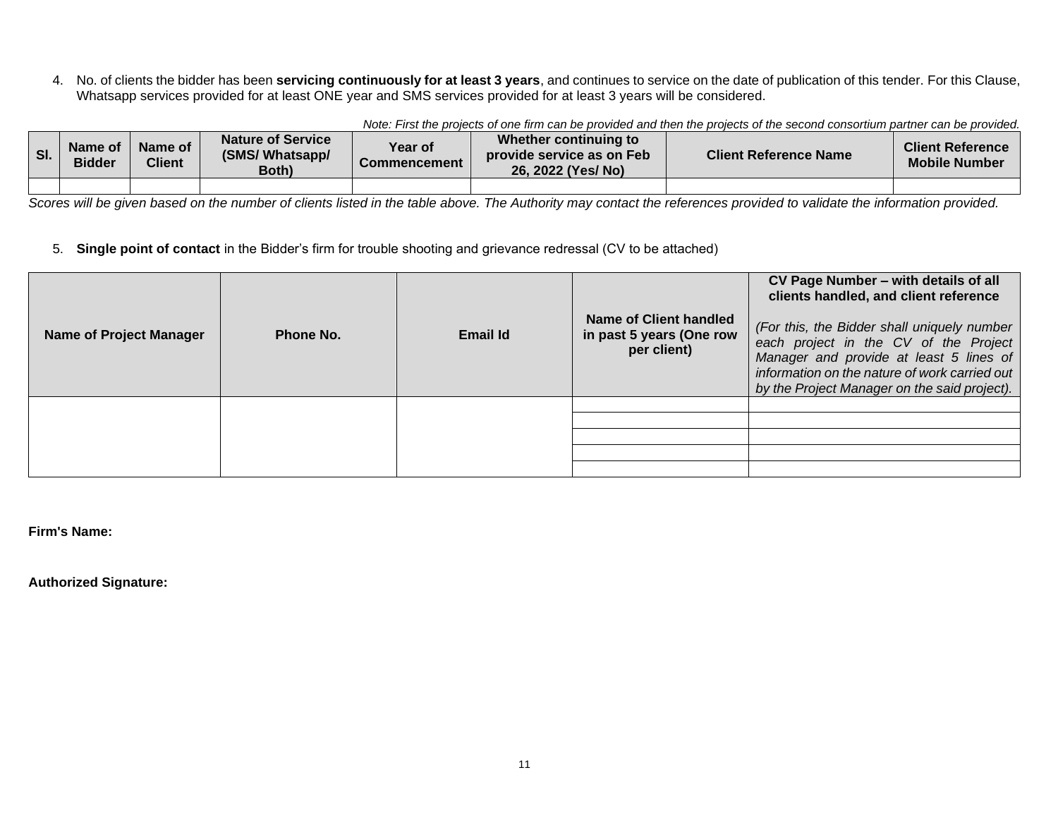4. No. of clients the bidder has been **servicing continuously for at least 3 years**, and continues to service on the date of publication of this tender. For this Clause, Whatsapp services provided for at least ONE year and SMS services provided for at least 3 years will be considered.

*Note: First the projects of one firm can be provided and then the projects of the second consortium partner can be provided.*

| Sl. | Name of Bidder | Name of Client | Nature of Service (SMS/ Whatsapp/ Both) | Year of Commencement | Whether continuing to provide service as on Feb 26, 2022 (Yes/ No) | Client Reference Name | Client Reference Mobile Number |
|---|---|---|---|---|---|---|---|
| | | | | | | | |

*Scores will be given based on the number of clients listed in the table above. The Authority may contact the references provided to validate the information provided.*

5. **Single point of contact** in the Bidder's firm for trouble shooting and grievance redressal (CV to be attached)

| Name of Project Manager | Phone No. | Email Id | Name of Client handled in past 5 years (One row per client) | CV Page Number – with details of all clients handled, and client reference *(For this, the Bidder shall uniquely number each project in the CV of the Project Manager and provide at least 5 lines of information on the nature of work carried out by the Project Manager on the said project).* |
|---|---|---|---|---|
| | | | | |
| | | | | |
| | | | | |
| | | | | |
| | | | | |

**Firm's Name:**

**Authorized Signature:**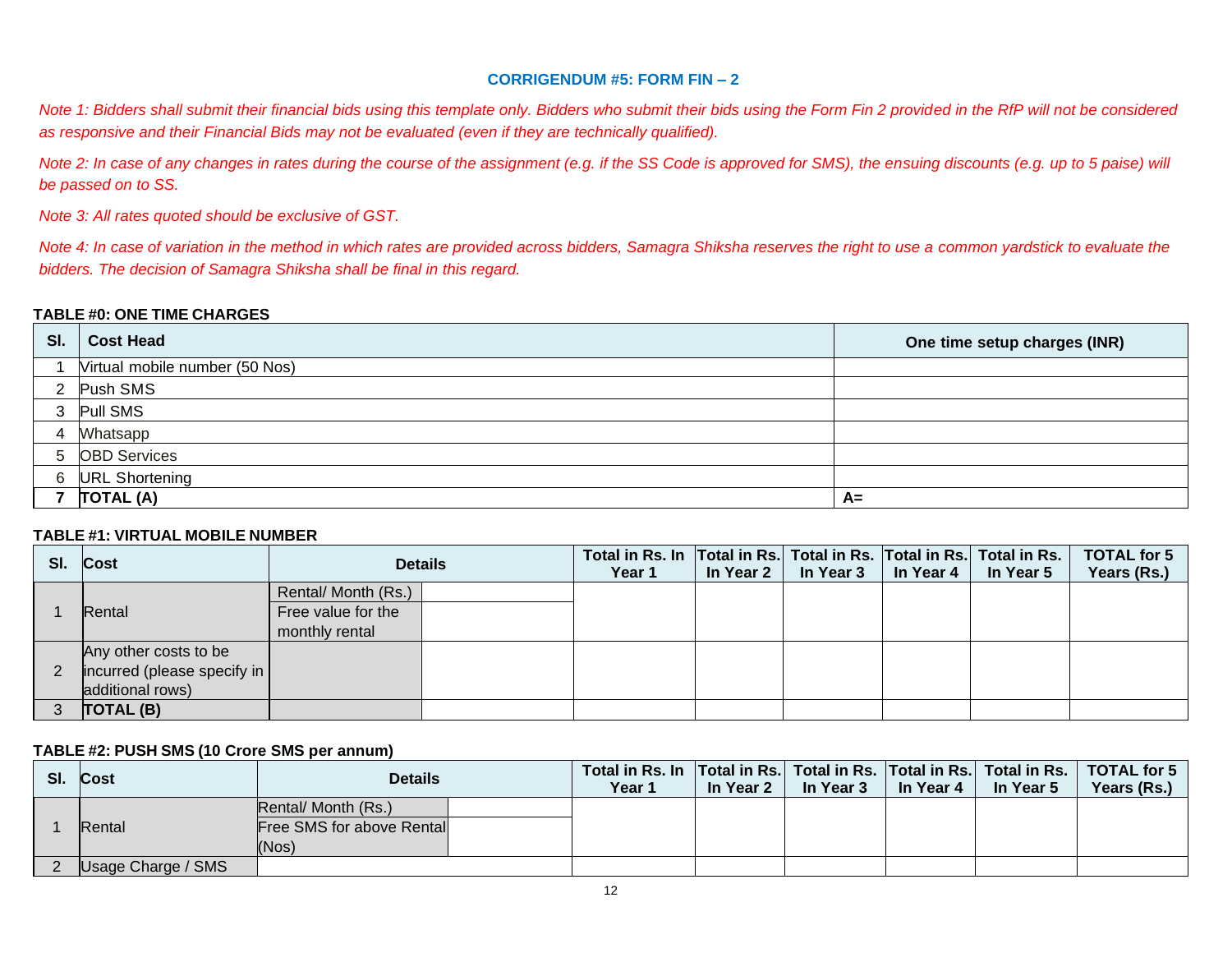## CORRIGENDUM #5: FORM FIN – 2

*Note 1: Bidders shall submit their financial bids using this template only. Bidders who submit their bids using the Form Fin 2 provided in the RfP will not be considered as responsive and their Financial Bids may not be evaluated (even if they are technically qualified).*

*Note 2: In case of any changes in rates during the course of the assignment (e.g. if the SS Code is approved for SMS), the ensuing discounts (e.g. up to 5 paise) will be passed on to SS.*

*Note 3: All rates quoted should be exclusive of GST.*

*Note 4: In case of variation in the method in which rates are provided across bidders, Samagra Shiksha reserves the right to use a common yardstick to evaluate the bidders. The decision of Samagra Shiksha shall be final in this regard.*

**TABLE #0: ONE TIME CHARGES**

| Sl. | Cost Head | One time setup charges (INR) |
|---|---|---|
| 1 | Virtual mobile number (50 Nos) | |
| 2 | Push SMS | |
| 3 | Pull SMS | |
| 4 | Whatsapp | |
| 5 | OBD Services | |
| 6 | URL Shortening | |
| **7** | **TOTAL (A)** | **A=** |

**TABLE #1: VIRTUAL MOBILE NUMBER**

| Sl. | Cost | Details | | Total in Rs. In Year 1 | Total in Rs. In Year 2 | Total in Rs. In Year 3 | Total in Rs. In Year 4 | Total in Rs. In Year 5 | TOTAL for 5 Years (Rs.) |
|---|---|---|---|---|---|---|---|---|---|
| 1 | Rental | Rental/ Month (Rs.) | | | | | | | |
| | | Free value for the monthly rental | | | | | | | |
| 2 | Any other costs to be incurred (please specify in additional rows) | | | | | | | | |
| 3 | **TOTAL (B)** | | | | | | | | |

**TABLE #2: PUSH SMS (10 Crore SMS per annum)**

| Sl. | Cost | Details | | Total in Rs. In Year 1 | Total in Rs. In Year 2 | Total in Rs. In Year 3 | Total in Rs. In Year 4 | Total in Rs. In Year 5 | TOTAL for 5 Years (Rs.) |
|---|---|---|---|---|---|---|---|---|---|
| 1 | Rental | Rental/ Month (Rs.) | | | | | | | |
| | | Free SMS for above Rental (Nos) | | | | | | | |
| 2 | Usage Charge / SMS | | | | | | | | |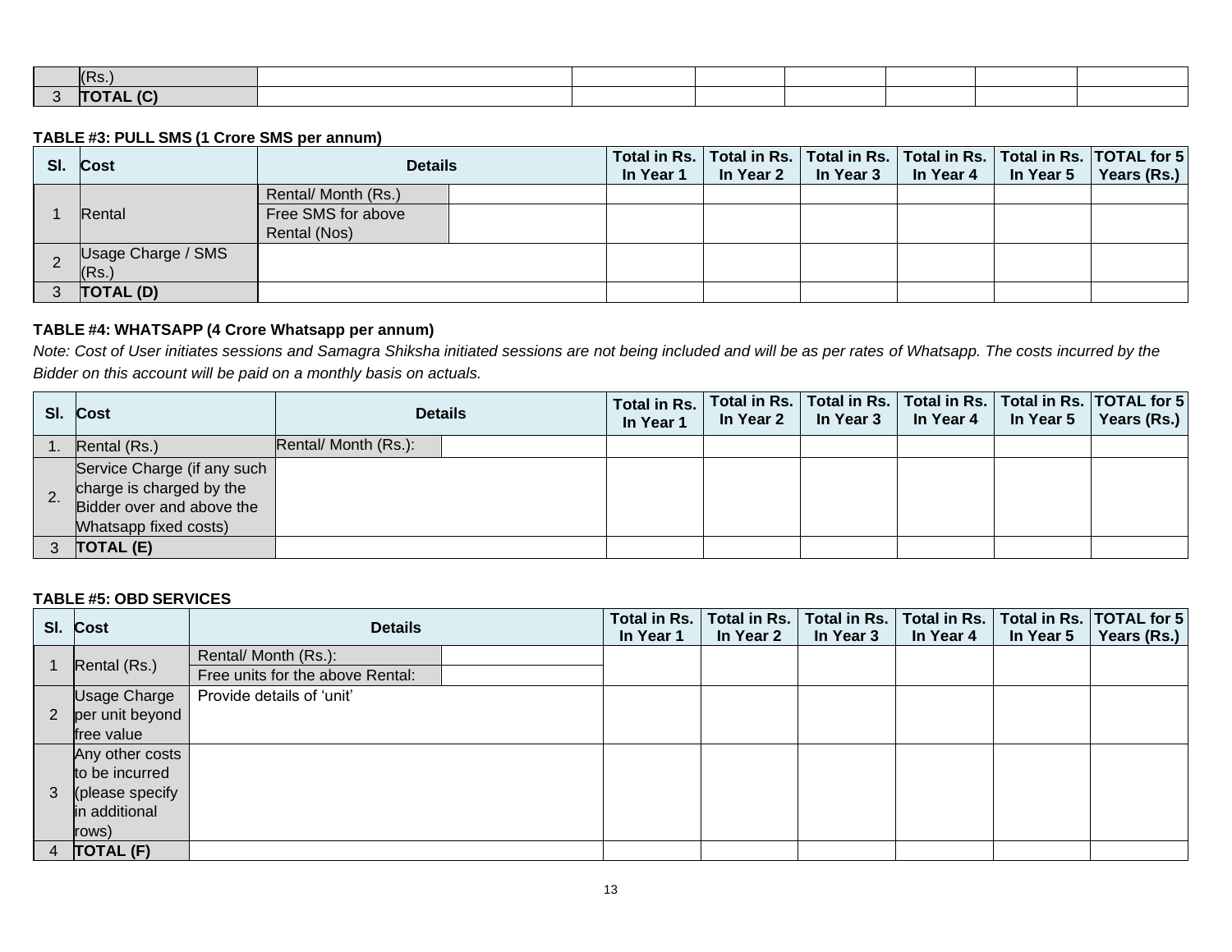| | (Rs.) | | | | | | | |
|---|---|---|---|---|---|---|---|---|
| 3 | **TOTAL (C)** | | | | | | | |

**TABLE #3: PULL SMS (1 Crore SMS per annum)**

| Sl. | Cost | Details | | Total in Rs. In Year 1 | Total in Rs. In Year 2 | Total in Rs. In Year 3 | Total in Rs. In Year 4 | Total in Rs. In Year 5 | TOTAL for 5 Years (Rs.) |
|---|---|---|---|---|---|---|---|---|---|
| 1 | Rental | Rental/ Month (Rs.) | | | | | | | |
| | | Free SMS for above Rental (Nos) | | | | | | | |
| 2 | Usage Charge / SMS (Rs.) | | | | | | | | |
| 3 | **TOTAL (D)** | | | | | | | | |

**TABLE #4: WHATSAPP (4 Crore Whatsapp per annum)**

*Note: Cost of User initiates sessions and Samagra Shiksha initiated sessions are not being included and will be as per rates of Whatsapp. The costs incurred by the Bidder on this account will be paid on a monthly basis on actuals.*

| Sl. | Cost | Details | | Total in Rs. In Year 1 | Total in Rs. In Year 2 | Total in Rs. In Year 3 | Total in Rs. In Year 4 | Total in Rs. In Year 5 | TOTAL for 5 Years (Rs.) |
|---|---|---|---|---|---|---|---|---|---|
| 1. | Rental (Rs.) | Rental/ Month (Rs.): | | | | | | | |
| 2. | Service Charge (if any such charge is charged by the Bidder over and above the Whatsapp fixed costs) | | | | | | | | |
| 3 | **TOTAL (E)** | | | | | | | | |

**TABLE #5: OBD SERVICES**

| Sl. | Cost | Details | | Total in Rs. In Year 1 | Total in Rs. In Year 2 | Total in Rs. In Year 3 | Total in Rs. In Year 4 | Total in Rs. In Year 5 | TOTAL for 5 Years (Rs.) |
|---|---|---|---|---|---|---|---|---|---|
| 1 | Rental (Rs.) | Rental/ Month (Rs.): | | | | | | | |
| | | Free units for the above Rental: | | | | | | | |
| 2 | Usage Charge per unit beyond free value | Provide details of 'unit' | | | | | | | |
| 3 | Any other costs to be incurred (please specify in additional rows) | | | | | | | | |
| 4 | **TOTAL (F)** | | | | | | | | |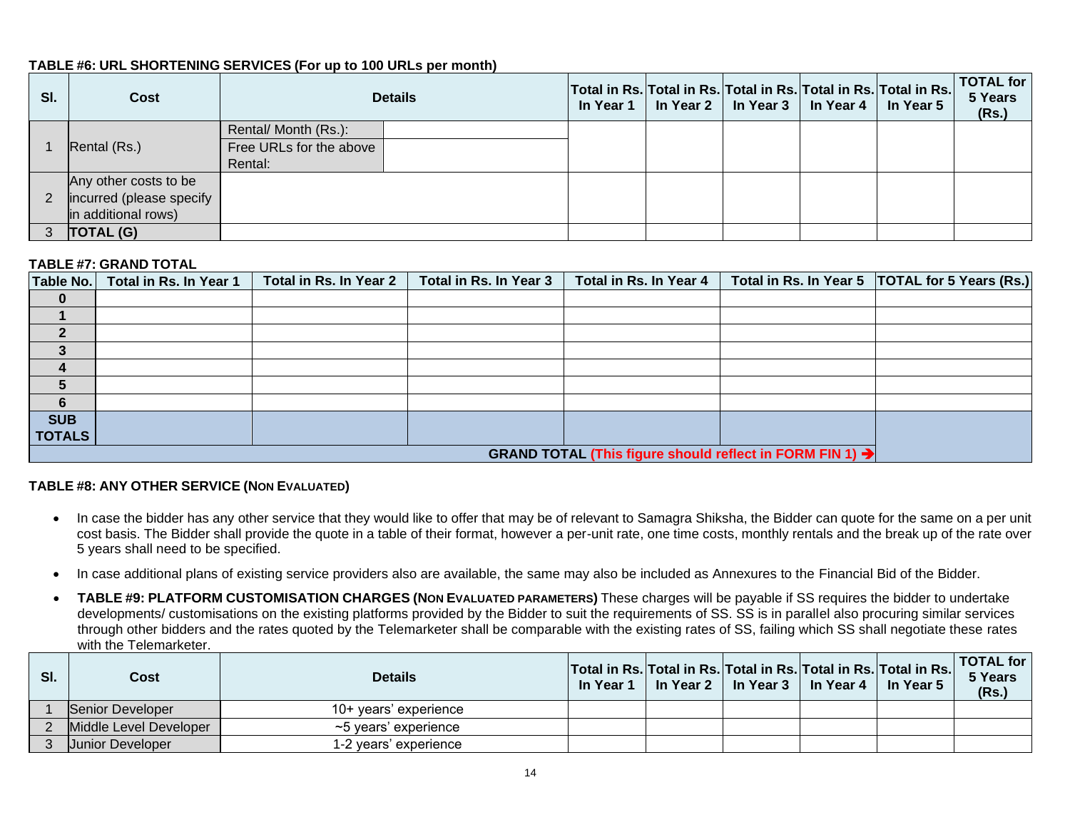**TABLE #6: URL SHORTENING SERVICES (For up to 100 URLs per month)**

| Sl. | Cost | Details | | Total in Rs. In Year 1 | Total in Rs. In Year 2 | Total in Rs. In Year 3 | Total in Rs. In Year 4 | Total in Rs. In Year 5 | TOTAL for 5 Years (Rs.) |
|---|---|---|---|---|---|---|---|---|---|
| 1 | Rental (Rs.) | Rental/ Month (Rs.): | | | | | | | |
| | | Free URLs for the above Rental: | | | | | | | |
| 2 | Any other costs to be incurred (please specify in additional rows) | | | | | | | | |
| 3 | **TOTAL (G)** | | | | | | | | |

**TABLE #7: GRAND TOTAL**

| Table No. | Total in Rs. In Year 1 | Total in Rs. In Year 2 | Total in Rs. In Year 3 | Total in Rs. In Year 4 | Total in Rs. In Year 5 | TOTAL for 5 Years (Rs.) |
|---|---|---|---|---|---|---|
| **0** | | | | | | |
| **1** | | | | | | |
| **2** | | | | | | |
| **3** | | | | | | |
| **4** | | | | | | |
| **5** | | | | | | |
| **6** | | | | | | |
| **SUB TOTALS** | | | | | | |
| **GRAND TOTAL (This figure should reflect in FORM FIN 1) ➔** | | | | | | |

**TABLE #8: ANY OTHER SERVICE (NON EVALUATED)**

- In case the bidder has any other service that they would like to offer that may be of relevant to Samagra Shiksha, the Bidder can quote for the same on a per unit cost basis. The Bidder shall provide the quote in a table of their format, however a per-unit rate, one time costs, monthly rentals and the break up of the rate over 5 years shall need to be specified.
- In case additional plans of existing service providers also are available, the same may also be included as Annexures to the Financial Bid of the Bidder.
- **TABLE #9: PLATFORM CUSTOMISATION CHARGES (NON EVALUATED PARAMETERS)** These charges will be payable if SS requires the bidder to undertake developments/ customisations on the existing platforms provided by the Bidder to suit the requirements of SS. SS is in parallel also procuring similar services through other bidders and the rates quoted by the Telemarketer shall be comparable with the existing rates of SS, failing which SS shall negotiate these rates with the Telemarketer.

| Sl. | Cost | Details | Total in Rs. In Year 1 | Total in Rs. In Year 2 | Total in Rs. In Year 3 | Total in Rs. In Year 4 | Total in Rs. In Year 5 | TOTAL for 5 Years (Rs.) |
|---|---|---|---|---|---|---|---|---|
| 1 | Senior Developer | 10+ years' experience | | | | | | |
| 2 | Middle Level Developer | ~5 years' experience | | | | | | |
| 3 | Junior Developer | 1-2 years' experience | | | | | | |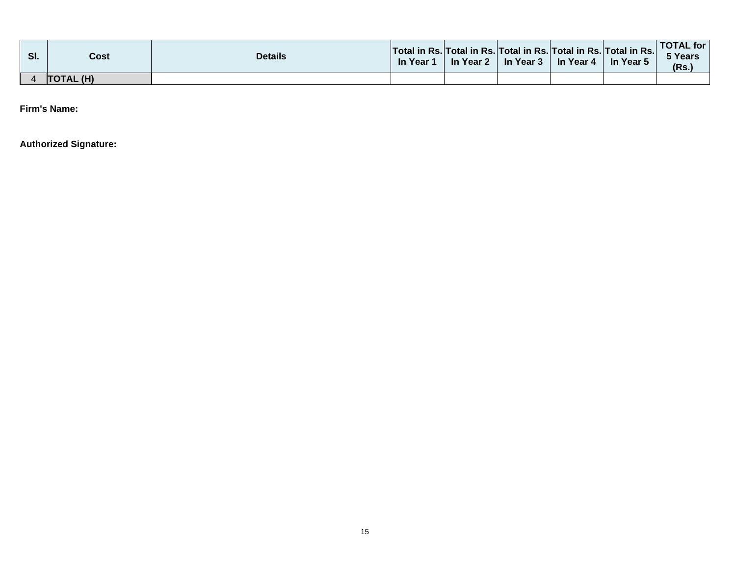| Sl. | Cost | Details | Total in Rs. In Year 1 | Total in Rs. In Year 2 | Total in Rs. In Year 3 | Total in Rs. In Year 4 | Total in Rs. In Year 5 | TOTAL for 5 Years (Rs.) |
|---|---|---|---|---|---|---|---|---|
| 4 | **TOTAL (H)** | | | | | | | |

**Firm's Name:**

**Authorized Signature:**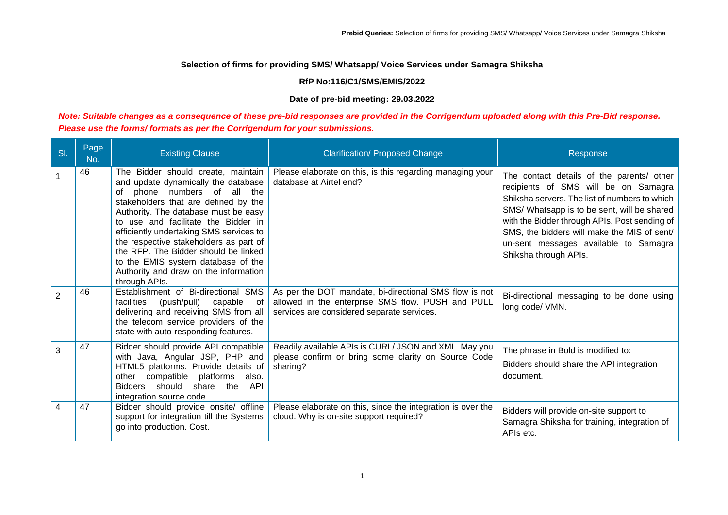## Selection of firms for providing SMS/ Whatsapp/ Voice Services under Samagra Shiksha

**RfP No:116/C1/SMS/EMIS/2022**

**Date of pre-bid meeting: 29.03.2022**

***Note: Suitable changes as a consequence of these pre-bid responses are provided in the Corrigendum uploaded along with this Pre-Bid response. Please use the forms/ formats as per the Corrigendum for your submissions.***

| Sl. | Page No. | Existing Clause | Clarification/ Proposed Change | Response |
|---|---|---|---|---|
| 1 | 46 | The Bidder should create, maintain and update dynamically the database of phone numbers of all the stakeholders that are defined by the Authority. The database must be easy to use and facilitate the Bidder in efficiently undertaking SMS services to the respective stakeholders as part of the RFP. The Bidder should be linked to the EMIS system database of the Authority and draw on the information through APIs. | Please elaborate on this, is this regarding managing your database at Airtel end? | The contact details of the parents/ other recipients of SMS will be on Samagra Shiksha servers. The list of numbers to which SMS/ Whatsapp is to be sent, will be shared with the Bidder through APIs. Post sending of SMS, the bidders will make the MIS of sent/ un-sent messages available to Samagra Shiksha through APIs. |
| 2 | 46 | Establishment of Bi-directional SMS facilities (push/pull) capable of delivering and receiving SMS from all the telecom service providers of the state with auto-responding features. | As per the DOT mandate, bi-directional SMS flow is not allowed in the enterprise SMS flow. PUSH and PULL services are considered separate services. | Bi-directional messaging to be done using long code/ VMN. |
| 3 | 47 | Bidder should provide API compatible with Java, Angular JSP, PHP and HTML5 platforms. Provide details of other compatible platforms also. Bidders should share the API integration source code. | Readily available APIs is CURL/ JSON and XML. May you please confirm or bring some clarity on Source Code sharing? | The phrase in Bold is modified to:<br>Bidders should share the API integration document. |
| 4 | 47 | Bidder should provide onsite/ offline support for integration till the Systems go into production. Cost. | Please elaborate on this, since the integration is over the cloud. Why is on-site support required? | Bidders will provide on-site support to Samagra Shiksha for training, integration of APIs etc. |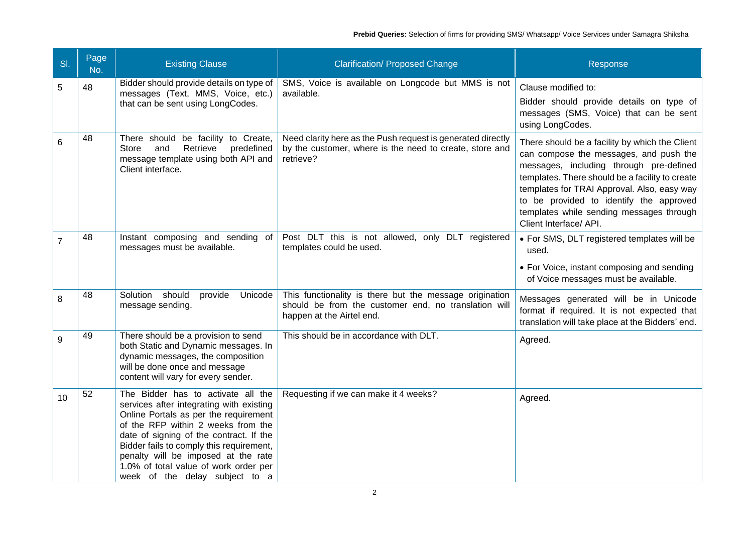| Sl. | Page No. | Existing Clause | Clarification/ Proposed Change | Response |
|---|---|---|---|---|
| 5 | 48 | Bidder should provide details on type of messages (Text, MMS, Voice, etc.) that can be sent using LongCodes. | SMS, Voice is available on Longcode but MMS is not available. | Clause modified to:<br>Bidder should provide details on type of messages (SMS, Voice) that can be sent using LongCodes. |
| 6 | 48 | There should be facility to Create, Store and Retrieve predefined message template using both API and Client interface. | Need clarity here as the Push request is generated directly by the customer, where is the need to create, store and retrieve? | There should be a facility by which the Client can compose the messages, and push the messages, including through pre-defined templates. There should be a facility to create templates for TRAI Approval. Also, easy way to be provided to identify the approved templates while sending messages through Client Interface/ API. |
| 7 | 48 | Instant composing and sending of messages must be available. | Post DLT this is not allowed, only DLT registered templates could be used. | • For SMS, DLT registered templates will be used.<br>• For Voice, instant composing and sending of Voice messages must be available. |
| 8 | 48 | Solution should provide Unicode message sending. | This functionality is there but the message origination should be from the customer end, no translation will happen at the Airtel end. | Messages generated will be in Unicode format if required. It is not expected that translation will take place at the Bidders' end. |
| 9 | 49 | There should be a provision to send both Static and Dynamic messages. In dynamic messages, the composition will be done once and message content will vary for every sender. | This should be in accordance with DLT. | Agreed. |
| 10 | 52 | The Bidder has to activate all the services after integrating with existing Online Portals as per the requirement of the RFP within 2 weeks from the date of signing of the contract. If the Bidder fails to comply this requirement, penalty will be imposed at the rate 1.0% of total value of work order per week of the delay subject to a | Requesting if we can make it 4 weeks? | Agreed. |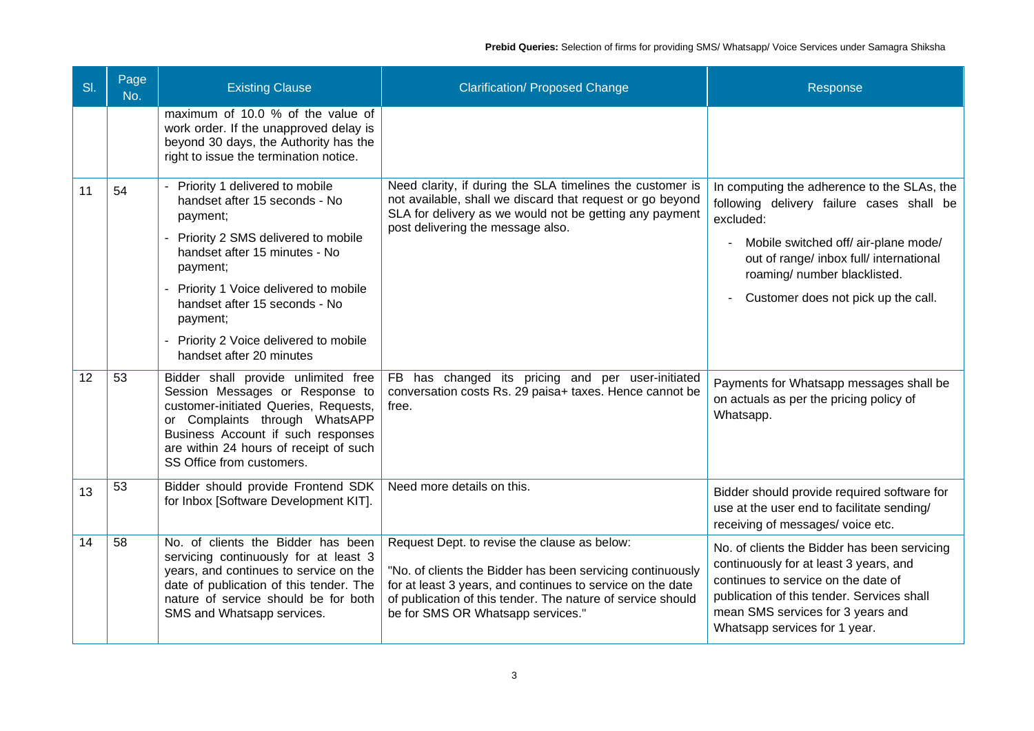| Sl. | Page No. | Existing Clause | Clarification/ Proposed Change | Response |
|---|---|---|---|---|
| | | maximum of 10.0 % of the value of work order. If the unapproved delay is beyond 30 days, the Authority has the right to issue the termination notice. | | |
| 11 | 54 | - Priority 1 delivered to mobile handset after 15 seconds - No payment;<br>- Priority 2 SMS delivered to mobile handset after 15 minutes - No payment;<br>- Priority 1 Voice delivered to mobile handset after 15 seconds - No payment;<br>- Priority 2 Voice delivered to mobile handset after 20 minutes | Need clarity, if during the SLA timelines the customer is not available, shall we discard that request or go beyond SLA for delivery as we would not be getting any payment post delivering the message also. | In computing the adherence to the SLAs, the following delivery failure cases shall be excluded:<br>- Mobile switched off/ air-plane mode/ out of range/ inbox full/ international roaming/ number blacklisted.<br>- Customer does not pick up the call. |
| 12 | 53 | Bidder shall provide unlimited free Session Messages or Response to customer-initiated Queries, Requests, or Complaints through WhatsAPP Business Account if such responses are within 24 hours of receipt of such SS Office from customers. | FB has changed its pricing and per user-initiated conversation costs Rs. 29 paisa+ taxes. Hence cannot be free. | Payments for Whatsapp messages shall be on actuals as per the pricing policy of Whatsapp. |
| 13 | 53 | Bidder should provide Frontend SDK for Inbox [Software Development KIT]. | Need more details on this. | Bidder should provide required software for use at the user end to facilitate sending/ receiving of messages/ voice etc. |
| 14 | 58 | No. of clients the Bidder has been servicing continuously for at least 3 years, and continues to service on the date of publication of this tender. The nature of service should be for both SMS and Whatsapp services. | Request Dept. to revise the clause as below:<br>"No. of clients the Bidder has been servicing continuously for at least 3 years, and continues to service on the date of publication of this tender. The nature of service should be for SMS OR Whatsapp services." | No. of clients the Bidder has been servicing continuously for at least 3 years, and continues to service on the date of publication of this tender. Services shall mean SMS services for 3 years and Whatsapp services for 1 year. |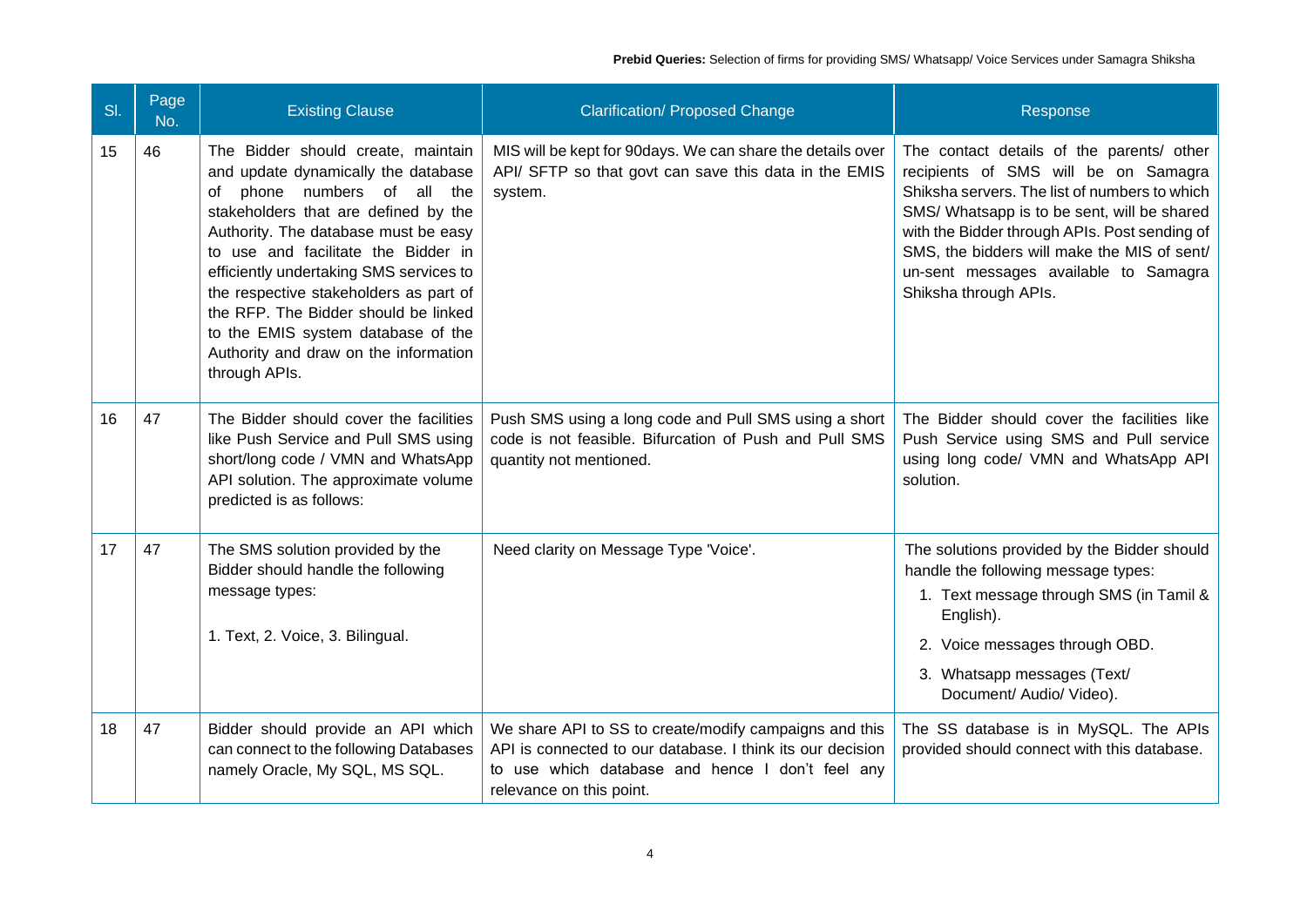| Sl. | Page No. | Existing Clause | Clarification/ Proposed Change | Response |
|---|---|---|---|---|
| 15 | 46 | The Bidder should create, maintain and update dynamically the database of phone numbers of all the stakeholders that are defined by the Authority. The database must be easy to use and facilitate the Bidder in efficiently undertaking SMS services to the respective stakeholders as part of the RFP. The Bidder should be linked to the EMIS system database of the Authority and draw on the information through APIs. | MIS will be kept for 90days. We can share the details over API/ SFTP so that govt can save this data in the EMIS system. | The contact details of the parents/ other recipients of SMS will be on Samagra Shiksha servers. The list of numbers to which SMS/ Whatsapp is to be sent, will be shared with the Bidder through APIs. Post sending of SMS, the bidders will make the MIS of sent/ un-sent messages available to Samagra Shiksha through APIs. |
| 16 | 47 | The Bidder should cover the facilities like Push Service and Pull SMS using short/long code / VMN and WhatsApp API solution. The approximate volume predicted is as follows: | Push SMS using a long code and Pull SMS using a short code is not feasible. Bifurcation of Push and Pull SMS quantity not mentioned. | The Bidder should cover the facilities like Push Service using SMS and Pull service using long code/ VMN and WhatsApp API solution. |
| 17 | 47 | The SMS solution provided by the Bidder should handle the following message types:<br><br>1. Text, 2. Voice, 3. Bilingual. | Need clarity on Message Type 'Voice'. | The solutions provided by the Bidder should handle the following message types:<br>1. Text message through SMS (in Tamil & English).<br>2. Voice messages through OBD.<br>3. Whatsapp messages (Text/ Document/ Audio/ Video). |
| 18 | 47 | Bidder should provide an API which can connect to the following Databases namely Oracle, My SQL, MS SQL. | We share API to SS to create/modify campaigns and this API is connected to our database. I think its our decision to use which database and hence I don't feel any relevance on this point. | The SS database is in MySQL. The APIs provided should connect with this database. |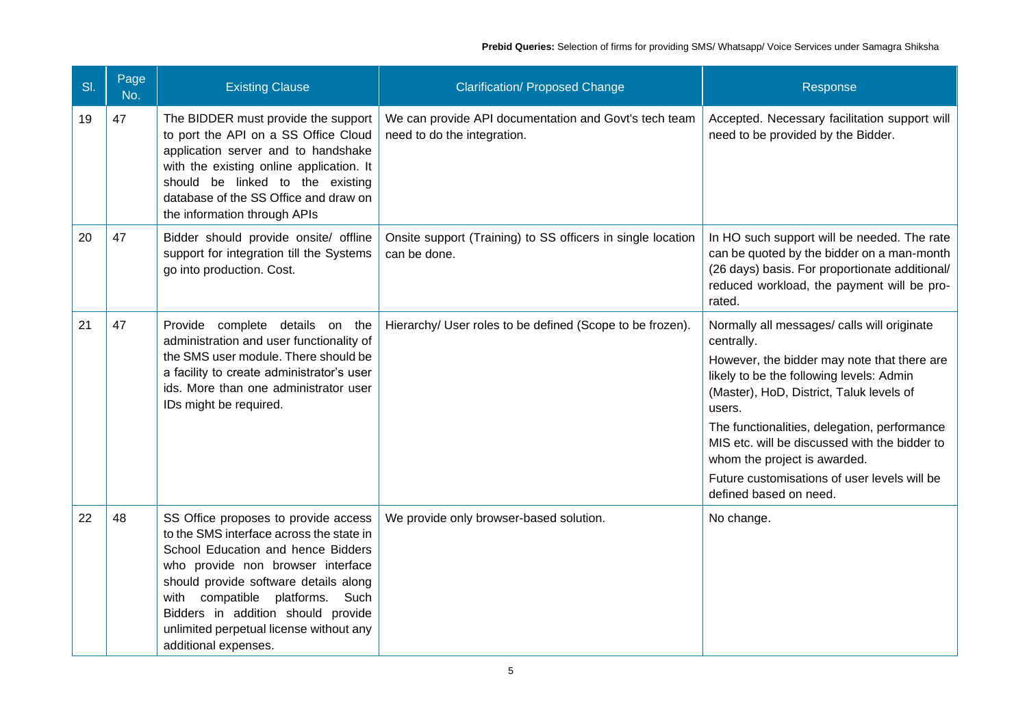| Sl. | Page No. | Existing Clause | Clarification/ Proposed Change | Response |
|---|---|---|---|---|
| 19 | 47 | The BIDDER must provide the support to port the API on a SS Office Cloud application server and to handshake with the existing online application. It should be linked to the existing database of the SS Office and draw on the information through APIs | We can provide API documentation and Govt's tech team need to do the integration. | Accepted. Necessary facilitation support will need to be provided by the Bidder. |
| 20 | 47 | Bidder should provide onsite/ offline support for integration till the Systems go into production. Cost. | Onsite support (Training) to SS officers in single location can be done. | In HO such support will be needed. The rate can be quoted by the bidder on a man-month (26 days) basis. For proportionate additional/ reduced workload, the payment will be pro-rated. |
| 21 | 47 | Provide complete details on the administration and user functionality of the SMS user module. There should be a facility to create administrator's user ids. More than one administrator user IDs might be required. | Hierarchy/ User roles to be defined (Scope to be frozen). | Normally all messages/ calls will originate centrally.<br>However, the bidder may note that there are likely to be the following levels: Admin (Master), HoD, District, Taluk levels of users.<br>The functionalities, delegation, performance MIS etc. will be discussed with the bidder to whom the project is awarded.<br>Future customisations of user levels will be defined based on need. |
| 22 | 48 | SS Office proposes to provide access to the SMS interface across the state in School Education and hence Bidders who provide non browser interface should provide software details along with compatible platforms. Such Bidders in addition should provide unlimited perpetual license without any additional expenses. | We provide only browser-based solution. | No change. |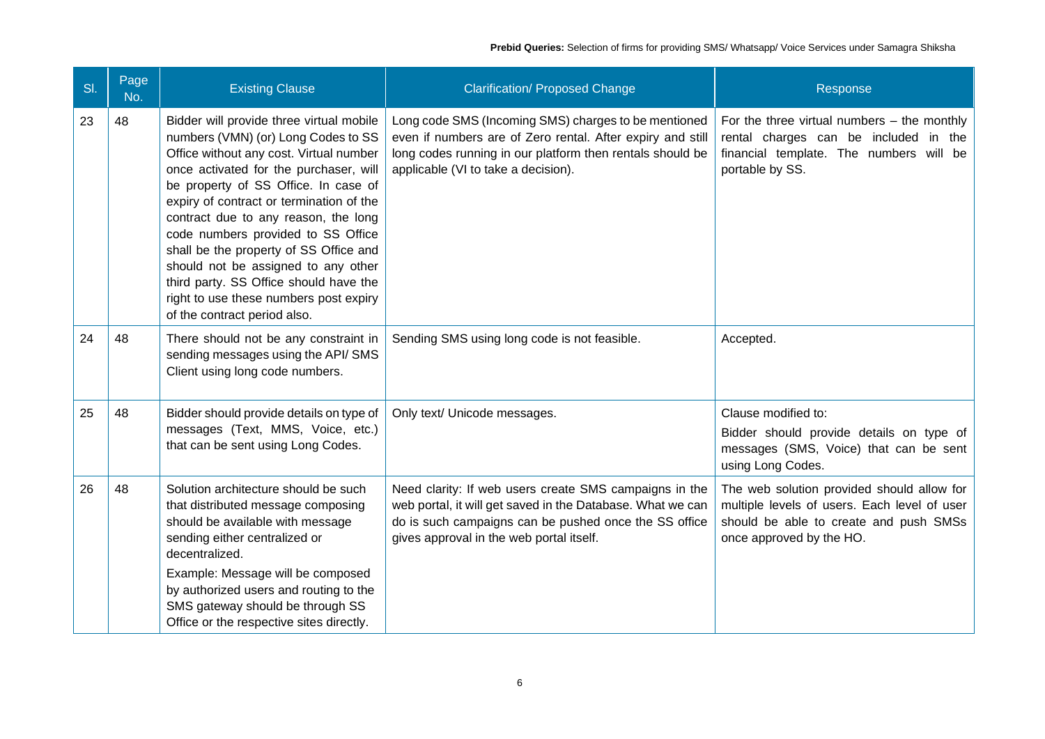| Sl. | Page No. | Existing Clause | Clarification/ Proposed Change | Response |
|---|---|---|---|---|
| 23 | 48 | Bidder will provide three virtual mobile numbers (VMN) (or) Long Codes to SS Office without any cost. Virtual number once activated for the purchaser, will be property of SS Office. In case of expiry of contract or termination of the contract due to any reason, the long code numbers provided to SS Office shall be the property of SS Office and should not be assigned to any other third party. SS Office should have the right to use these numbers post expiry of the contract period also. | Long code SMS (Incoming SMS) charges to be mentioned even if numbers are of Zero rental. After expiry and still long codes running in our platform then rentals should be applicable (VI to take a decision). | For the three virtual numbers – the monthly rental charges can be included in the financial template. The numbers will be portable by SS. |
| 24 | 48 | There should not be any constraint in sending messages using the API/ SMS Client using long code numbers. | Sending SMS using long code is not feasible. | Accepted. |
| 25 | 48 | Bidder should provide details on type of messages (Text, MMS, Voice, etc.) that can be sent using Long Codes. | Only text/ Unicode messages. | Clause modified to: Bidder should provide details on type of messages (SMS, Voice) that can be sent using Long Codes. |
| 26 | 48 | Solution architecture should be such that distributed message composing should be available with message sending either centralized or decentralized. Example: Message will be composed by authorized users and routing to the SMS gateway should be through SS Office or the respective sites directly. | Need clarity: If web users create SMS campaigns in the web portal, it will get saved in the Database. What we can do is such campaigns can be pushed once the SS office gives approval in the web portal itself. | The web solution provided should allow for multiple levels of users. Each level of user should be able to create and push SMSs once approved by the HO. |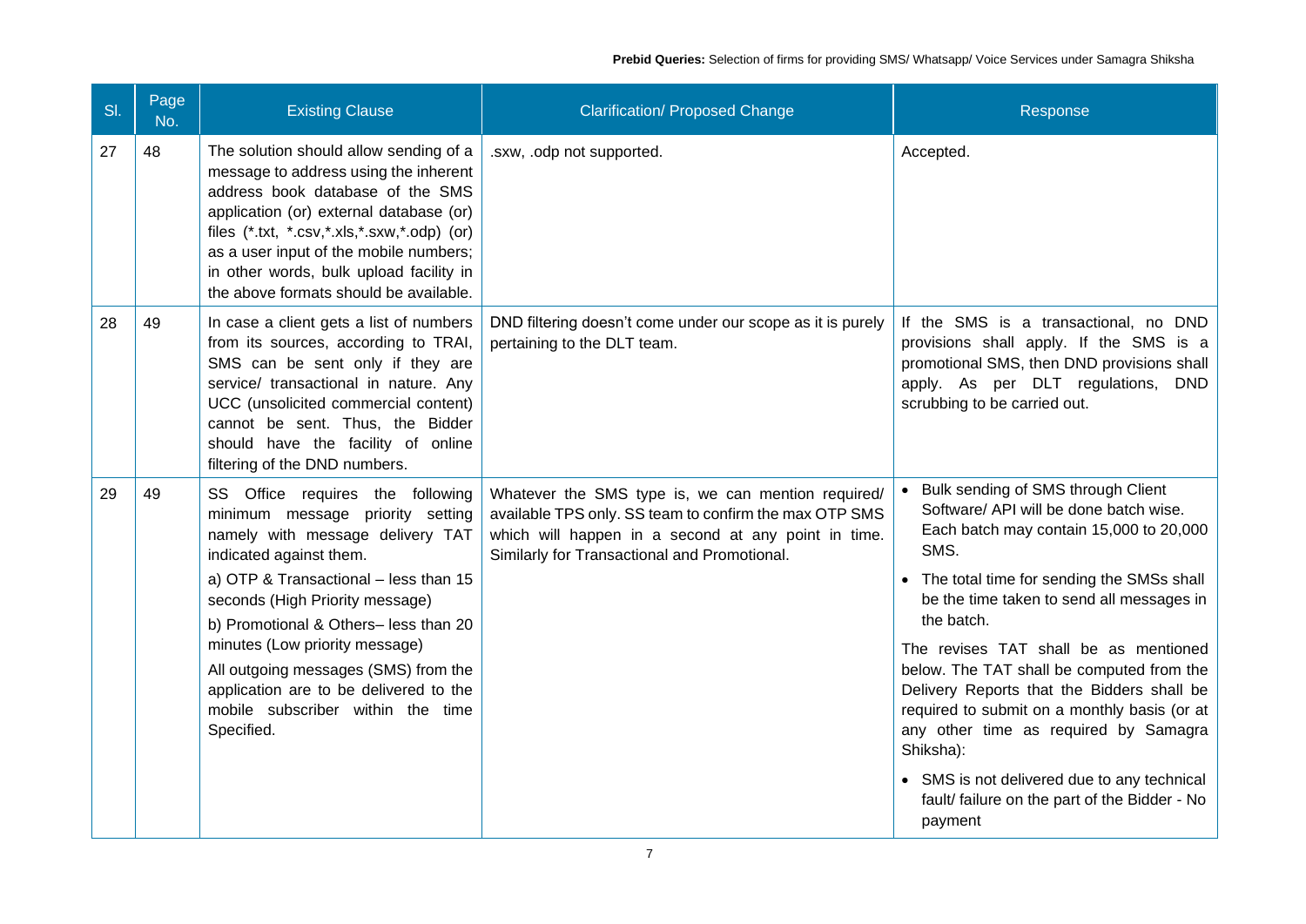| Sl. | Page No. | Existing Clause | Clarification/ Proposed Change | Response |
|---|---|---|---|---|
| 27 | 48 | The solution should allow sending of a message to address using the inherent address book database of the SMS application (or) external database (or) files (*.txt, *.csv,*.xls,*.sxw,*.odp) (or) as a user input of the mobile numbers; in other words, bulk upload facility in the above formats should be available. | .sxw, .odp not supported. | Accepted. |
| 28 | 49 | In case a client gets a list of numbers from its sources, according to TRAI, SMS can be sent only if they are service/ transactional in nature. Any UCC (unsolicited commercial content) cannot be sent. Thus, the Bidder should have the facility of online filtering of the DND numbers. | DND filtering doesn't come under our scope as it is purely pertaining to the DLT team. | If the SMS is a transactional, no DND provisions shall apply. If the SMS is a promotional SMS, then DND provisions shall apply. As per DLT regulations, DND scrubbing to be carried out. |
| 29 | 49 | SS Office requires the following minimum message priority setting namely with message delivery TAT indicated against them.<br><br>a) OTP & Transactional – less than 15 seconds (High Priority message)<br>b) Promotional & Others– less than 20 minutes (Low priority message)<br><br>All outgoing messages (SMS) from the application are to be delivered to the mobile subscriber within the time Specified. | Whatever the SMS type is, we can mention required/ available TPS only. SS team to confirm the max OTP SMS which will happen in a second at any point in time. Similarly for Transactional and Promotional. | • Bulk sending of SMS through Client Software/ API will be done batch wise. Each batch may contain 15,000 to 20,000 SMS.<br>• The total time for sending the SMSs shall be the time taken to send all messages in the batch.<br><br>The revises TAT shall be as mentioned below. The TAT shall be computed from the Delivery Reports that the Bidders shall be required to submit on a monthly basis (or at any other time as required by Samagra Shiksha):<br><br>• SMS is not delivered due to any technical fault/ failure on the part of the Bidder - No payment |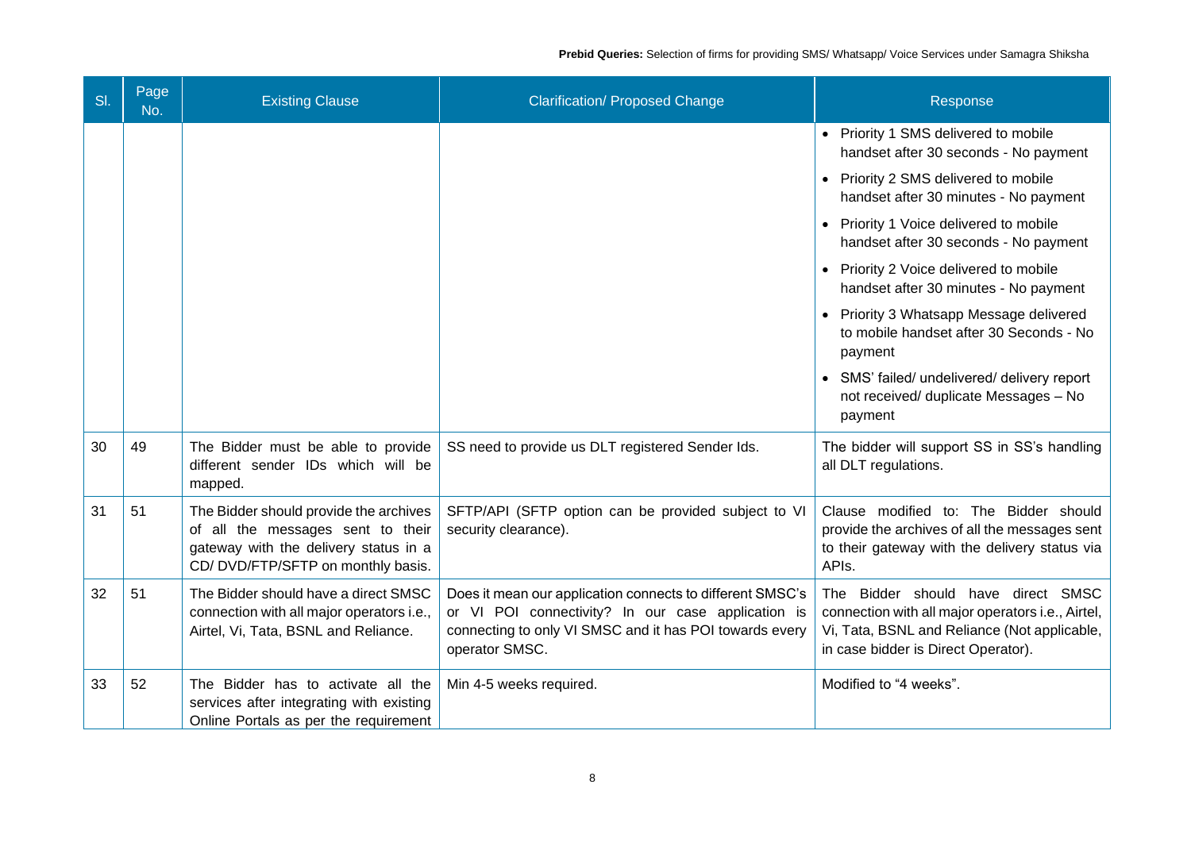| Sl. | Page No. | Existing Clause | Clarification/ Proposed Change | Response |
|---|---|---|---|---|
| | | | | • Priority 1 SMS delivered to mobile handset after 30 seconds - No payment<br>• Priority 2 SMS delivered to mobile handset after 30 minutes - No payment<br>• Priority 1 Voice delivered to mobile handset after 30 seconds - No payment<br>• Priority 2 Voice delivered to mobile handset after 30 minutes - No payment<br>• Priority 3 Whatsapp Message delivered to mobile handset after 30 Seconds - No payment<br>• SMS' failed/ undelivered/ delivery report not received/ duplicate Messages – No payment |
| 30 | 49 | The Bidder must be able to provide different sender IDs which will be mapped. | SS need to provide us DLT registered Sender Ids. | The bidder will support SS in SS's handling all DLT regulations. |
| 31 | 51 | The Bidder should provide the archives of all the messages sent to their gateway with the delivery status in a CD/ DVD/FTP/SFTP on monthly basis. | SFTP/API (SFTP option can be provided subject to VI security clearance). | Clause modified to: The Bidder should provide the archives of all the messages sent to their gateway with the delivery status via APIs. |
| 32 | 51 | The Bidder should have a direct SMSC connection with all major operators i.e., Airtel, Vi, Tata, BSNL and Reliance. | Does it mean our application connects to different SMSC's or VI POI connectivity? In our case application is connecting to only VI SMSC and it has POI towards every operator SMSC. | The Bidder should have direct SMSC connection with all major operators i.e., Airtel, Vi, Tata, BSNL and Reliance (Not applicable, in case bidder is Direct Operator). |
| 33 | 52 | The Bidder has to activate all the services after integrating with existing Online Portals as per the requirement | Min 4-5 weeks required. | Modified to "4 weeks". |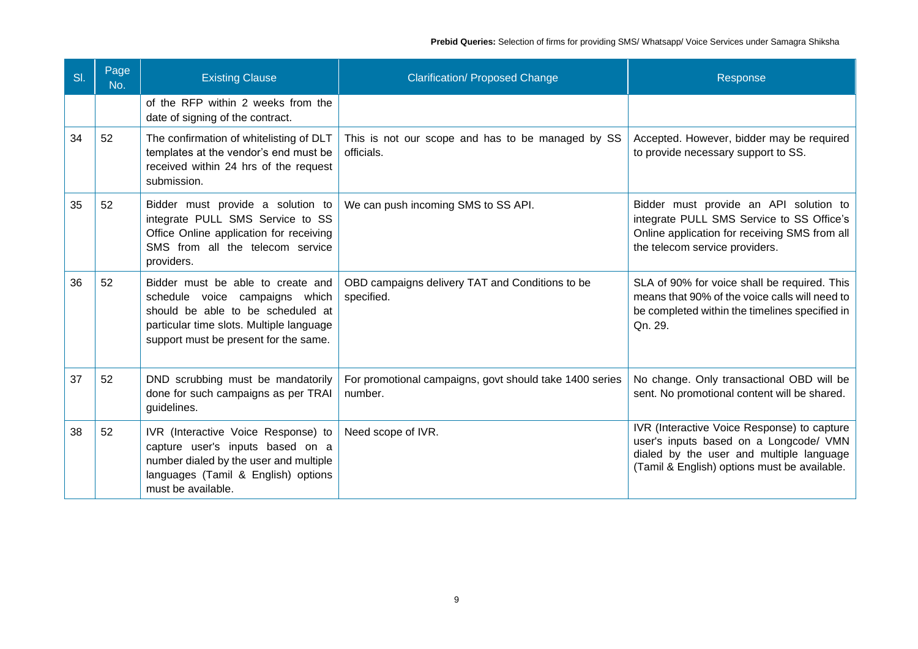| Sl. | Page No. | Existing Clause | Clarification/ Proposed Change | Response |
|---|---|---|---|---|
| | | of the RFP within 2 weeks from the date of signing of the contract. | | |
| 34 | 52 | The confirmation of whitelisting of DLT templates at the vendor's end must be received within 24 hrs of the request submission. | This is not our scope and has to be managed by SS officials. | Accepted. However, bidder may be required to provide necessary support to SS. |
| 35 | 52 | Bidder must provide a solution to integrate PULL SMS Service to SS Office Online application for receiving SMS from all the telecom service providers. | We can push incoming SMS to SS API. | Bidder must provide an API solution to integrate PULL SMS Service to SS Office's Online application for receiving SMS from all the telecom service providers. |
| 36 | 52 | Bidder must be able to create and schedule voice campaigns which should be able to be scheduled at particular time slots. Multiple language support must be present for the same. | OBD campaigns delivery TAT and Conditions to be specified. | SLA of 90% for voice shall be required. This means that 90% of the voice calls will need to be completed within the timelines specified in Qn. 29. |
| 37 | 52 | DND scrubbing must be mandatorily done for such campaigns as per TRAI guidelines. | For promotional campaigns, govt should take 1400 series number. | No change. Only transactional OBD will be sent. No promotional content will be shared. |
| 38 | 52 | IVR (Interactive Voice Response) to capture user's inputs based on a number dialed by the user and multiple languages (Tamil & English) options must be available. | Need scope of IVR. | IVR (Interactive Voice Response) to capture user's inputs based on a Longcode/ VMN dialed by the user and multiple language (Tamil & English) options must be available. |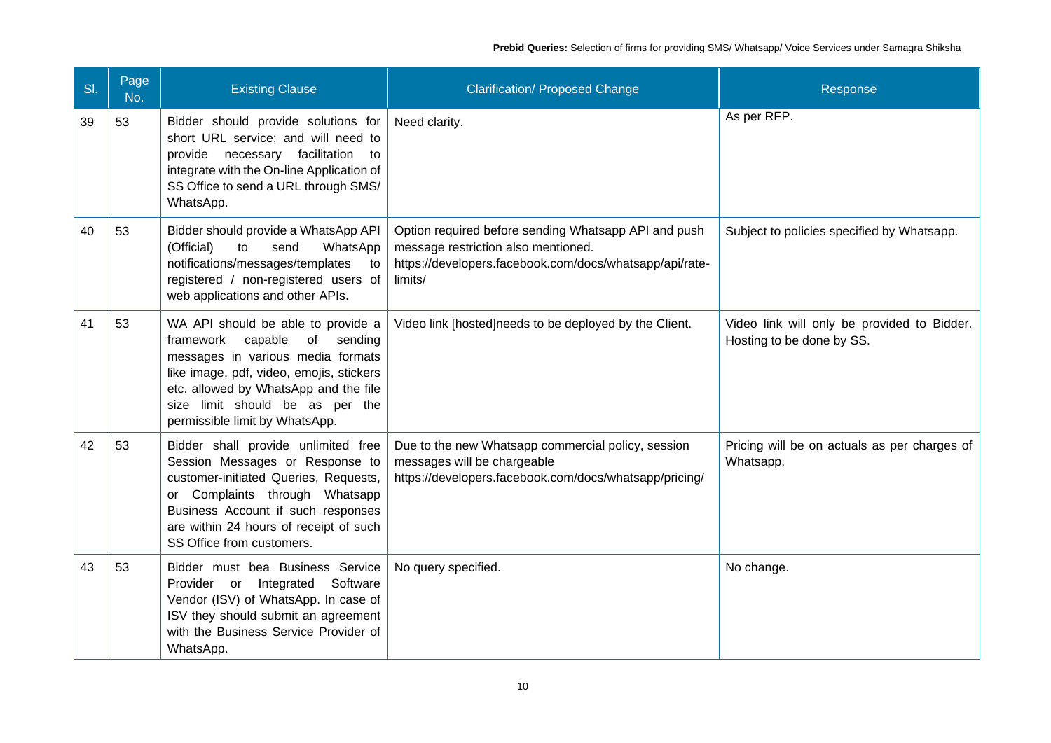| Sl. | Page No. | Existing Clause | Clarification/ Proposed Change | Response |
|---|---|---|---|---|
| 39 | 53 | Bidder should provide solutions for short URL service; and will need to provide necessary facilitation to integrate with the On-line Application of SS Office to send a URL through SMS/ WhatsApp. | Need clarity. | As per RFP. |
| 40 | 53 | Bidder should provide a WhatsApp API (Official) to send WhatsApp notifications/messages/templates to registered / non-registered users of web applications and other APIs. | Option required before sending Whatsapp API and push message restriction also mentioned. https://developers.facebook.com/docs/whatsapp/api/rate-limits/ | Subject to policies specified by Whatsapp. |
| 41 | 53 | WA API should be able to provide a framework capable of sending messages in various media formats like image, pdf, video, emojis, stickers etc. allowed by WhatsApp and the file size limit should be as per the permissible limit by WhatsApp. | Video link [hosted]needs to be deployed by the Client. | Video link will only be provided to Bidder. Hosting to be done by SS. |
| 42 | 53 | Bidder shall provide unlimited free Session Messages or Response to customer-initiated Queries, Requests, or Complaints through Whatsapp Business Account if such responses are within 24 hours of receipt of such SS Office from customers. | Due to the new Whatsapp commercial policy, session messages will be chargeable https://developers.facebook.com/docs/whatsapp/pricing/ | Pricing will be on actuals as per charges of Whatsapp. |
| 43 | 53 | Bidder must bea Business Service Provider or Integrated Software Vendor (ISV) of WhatsApp. In case of ISV they should submit an agreement with the Business Service Provider of WhatsApp. | No query specified. | No change. |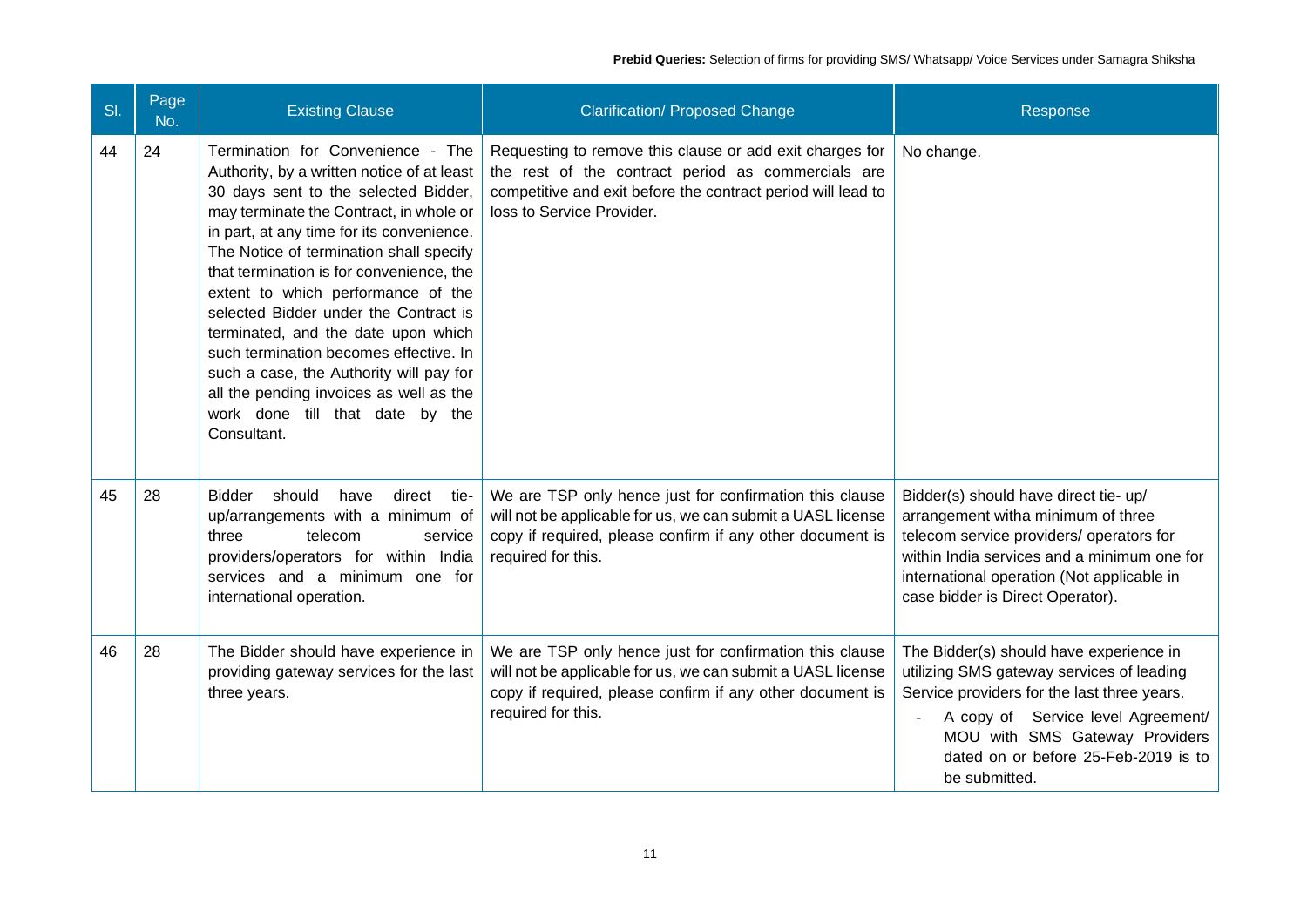| Sl. | Page No. | Existing Clause | Clarification/ Proposed Change | Response |
|---|---|---|---|---|
| 44 | 24 | Termination for Convenience - The Authority, by a written notice of at least 30 days sent to the selected Bidder, may terminate the Contract, in whole or in part, at any time for its convenience. The Notice of termination shall specify that termination is for convenience, the extent to which performance of the selected Bidder under the Contract is terminated, and the date upon which such termination becomes effective. In such a case, the Authority will pay for all the pending invoices as well as the work done till that date by the Consultant. | Requesting to remove this clause or add exit charges for the rest of the contract period as commercials are competitive and exit before the contract period will lead to loss to Service Provider. | No change. |
| 45 | 28 | Bidder should have direct tie-up/arrangements with a minimum of three telecom service providers/operators for within India services and a minimum one for international operation. | We are TSP only hence just for confirmation this clause will not be applicable for us, we can submit a UASL license copy if required, please confirm if any other document is required for this. | Bidder(s) should have direct tie- up/ arrangement witha minimum of three telecom service providers/ operators for within India services and a minimum one for international operation (Not applicable in case bidder is Direct Operator). |
| 46 | 28 | The Bidder should have experience in providing gateway services for the last three years. | We are TSP only hence just for confirmation this clause will not be applicable for us, we can submit a UASL license copy if required, please confirm if any other document is required for this. | The Bidder(s) should have experience in utilizing SMS gateway services of leading Service providers for the last three years.<br>- A copy of Service level Agreement/ MOU with SMS Gateway Providers dated on or before 25-Feb-2019 is to be submitted. |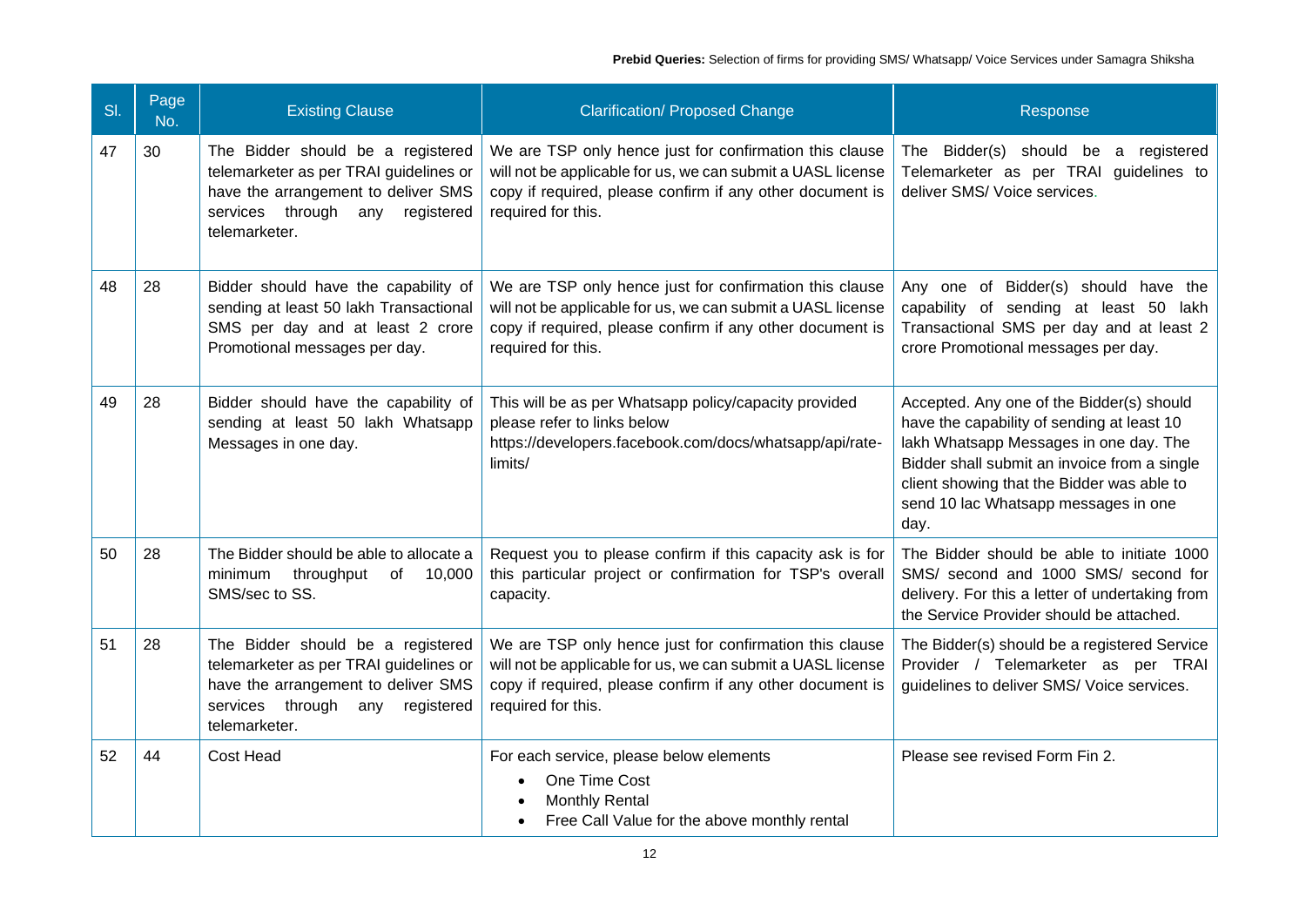| Sl. | Page No. | Existing Clause | Clarification/ Proposed Change | Response |
|---|---|---|---|---|
| 47 | 30 | The Bidder should be a registered telemarketer as per TRAI guidelines or have the arrangement to deliver SMS services through any registered telemarketer. | We are TSP only hence just for confirmation this clause will not be applicable for us, we can submit a UASL license copy if required, please confirm if any other document is required for this. | The Bidder(s) should be a registered Telemarketer as per TRAI guidelines to deliver SMS/ Voice services. |
| 48 | 28 | Bidder should have the capability of sending at least 50 lakh Transactional SMS per day and at least 2 crore Promotional messages per day. | We are TSP only hence just for confirmation this clause will not be applicable for us, we can submit a UASL license copy if required, please confirm if any other document is required for this. | Any one of Bidder(s) should have the capability of sending at least 50 lakh Transactional SMS per day and at least 2 crore Promotional messages per day. |
| 49 | 28 | Bidder should have the capability of sending at least 50 lakh Whatsapp Messages in one day. | This will be as per Whatsapp policy/capacity provided please refer to links below https://developers.facebook.com/docs/whatsapp/api/rate-limits/ | Accepted. Any one of the Bidder(s) should have the capability of sending at least 10 lakh Whatsapp Messages in one day. The Bidder shall submit an invoice from a single client showing that the Bidder was able to send 10 lac Whatsapp messages in one day. |
| 50 | 28 | The Bidder should be able to allocate a minimum throughput of 10,000 SMS/sec to SS. | Request you to please confirm if this capacity ask is for this particular project or confirmation for TSP's overall capacity. | The Bidder should be able to initiate 1000 SMS/ second and 1000 SMS/ second for delivery. For this a letter of undertaking from the Service Provider should be attached. |
| 51 | 28 | The Bidder should be a registered telemarketer as per TRAI guidelines or have the arrangement to deliver SMS services through any registered telemarketer. | We are TSP only hence just for confirmation this clause will not be applicable for us, we can submit a UASL license copy if required, please confirm if any other document is required for this. | The Bidder(s) should be a registered Service Provider / Telemarketer as per TRAI guidelines to deliver SMS/ Voice services. |
| 52 | 44 | Cost Head | For each service, please below elements<br>• One Time Cost<br>• Monthly Rental<br>• Free Call Value for the above monthly rental | Please see revised Form Fin 2. |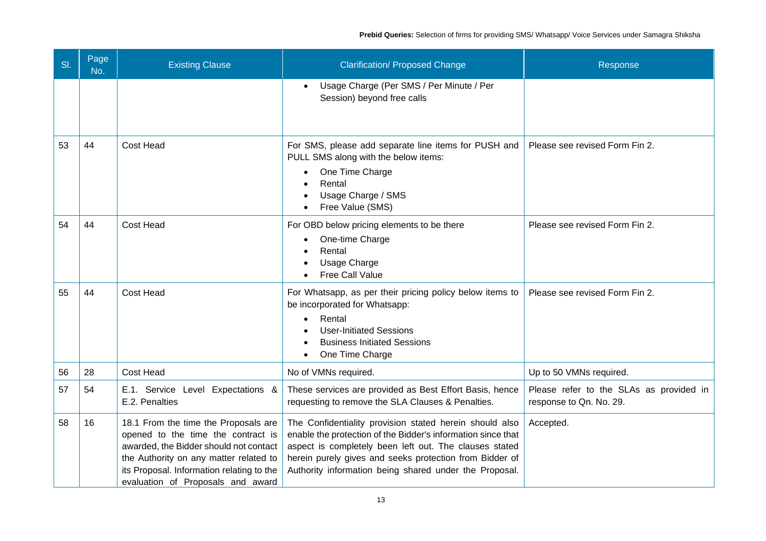| Sl. | Page No. | Existing Clause | Clarification/ Proposed Change | Response |
|---|---|---|---|---|
| | | | • Usage Charge (Per SMS / Per Minute / Per Session) beyond free calls | |
| 53 | 44 | Cost Head | For SMS, please add separate line items for PUSH and PULL SMS along with the below items:<br>• One Time Charge<br>• Rental<br>• Usage Charge / SMS<br>• Free Value (SMS) | Please see revised Form Fin 2. |
| 54 | 44 | Cost Head | For OBD below pricing elements to be there<br>• One-time Charge<br>• Rental<br>• Usage Charge<br>• Free Call Value | Please see revised Form Fin 2. |
| 55 | 44 | Cost Head | For Whatsapp, as per their pricing policy below items to be incorporated for Whatsapp:<br>• Rental<br>• User-Initiated Sessions<br>• Business Initiated Sessions<br>• One Time Charge | Please see revised Form Fin 2. |
| 56 | 28 | Cost Head | No of VMNs required. | Up to 50 VMNs required. |
| 57 | 54 | E.1. Service Level Expectations & E.2. Penalties | These services are provided as Best Effort Basis, hence requesting to remove the SLA Clauses & Penalties. | Please refer to the SLAs as provided in response to Qn. No. 29. |
| 58 | 16 | 18.1 From the time the Proposals are opened to the time the contract is awarded, the Bidder should not contact the Authority on any matter related to its Proposal. Information relating to the evaluation of Proposals and award | The Confidentiality provision stated herein should also enable the protection of the Bidder's information since that aspect is completely been left out. The clauses stated herein purely gives and seeks protection from Bidder of Authority information being shared under the Proposal. | Accepted. |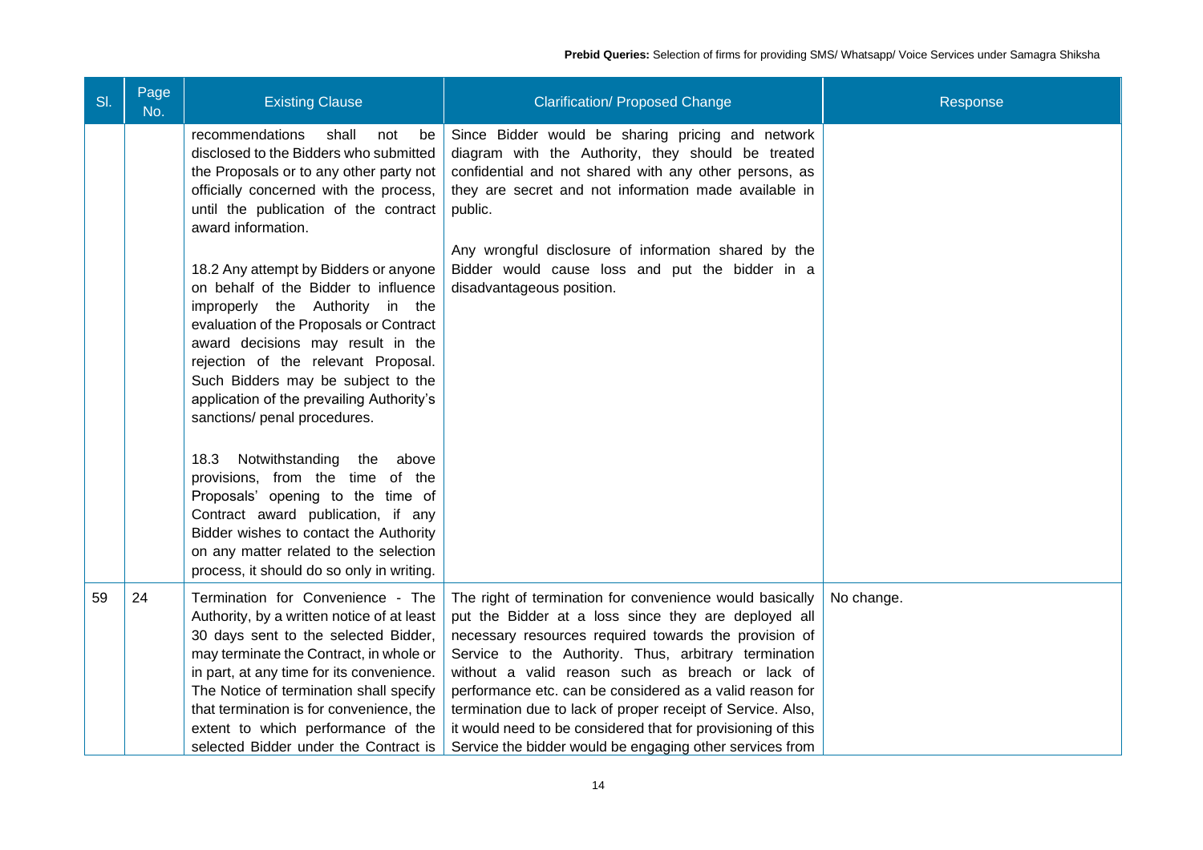| Sl. | Page No. | Existing Clause | Clarification/ Proposed Change | Response |
|---|---|---|---|---|
| | | recommendations shall not be disclosed to the Bidders who submitted the Proposals or to any other party not officially concerned with the process, until the publication of the contract award information.<br><br>18.2 Any attempt by Bidders or anyone on behalf of the Bidder to influence improperly the Authority in the evaluation of the Proposals or Contract award decisions may result in the rejection of the relevant Proposal. Such Bidders may be subject to the application of the prevailing Authority's sanctions/ penal procedures.<br><br>18.3 Notwithstanding the above provisions, from the time of the Proposals' opening to the time of Contract award publication, if any Bidder wishes to contact the Authority on any matter related to the selection process, it should do so only in writing. | Since Bidder would be sharing pricing and network diagram with the Authority, they should be treated confidential and not shared with any other persons, as they are secret and not information made available in public.<br><br>Any wrongful disclosure of information shared by the Bidder would cause loss and put the bidder in a disadvantageous position. | |
| 59 | 24 | Termination for Convenience - The Authority, by a written notice of at least 30 days sent to the selected Bidder, may terminate the Contract, in whole or in part, at any time for its convenience. The Notice of termination shall specify that termination is for convenience, the extent to which performance of the selected Bidder under the Contract is | The right of termination for convenience would basically put the Bidder at a loss since they are deployed all necessary resources required towards the provision of Service to the Authority. Thus, arbitrary termination without a valid reason such as breach or lack of performance etc. can be considered as a valid reason for termination due to lack of proper receipt of Service. Also, it would need to be considered that for provisioning of this Service the bidder would be engaging other services from | No change. |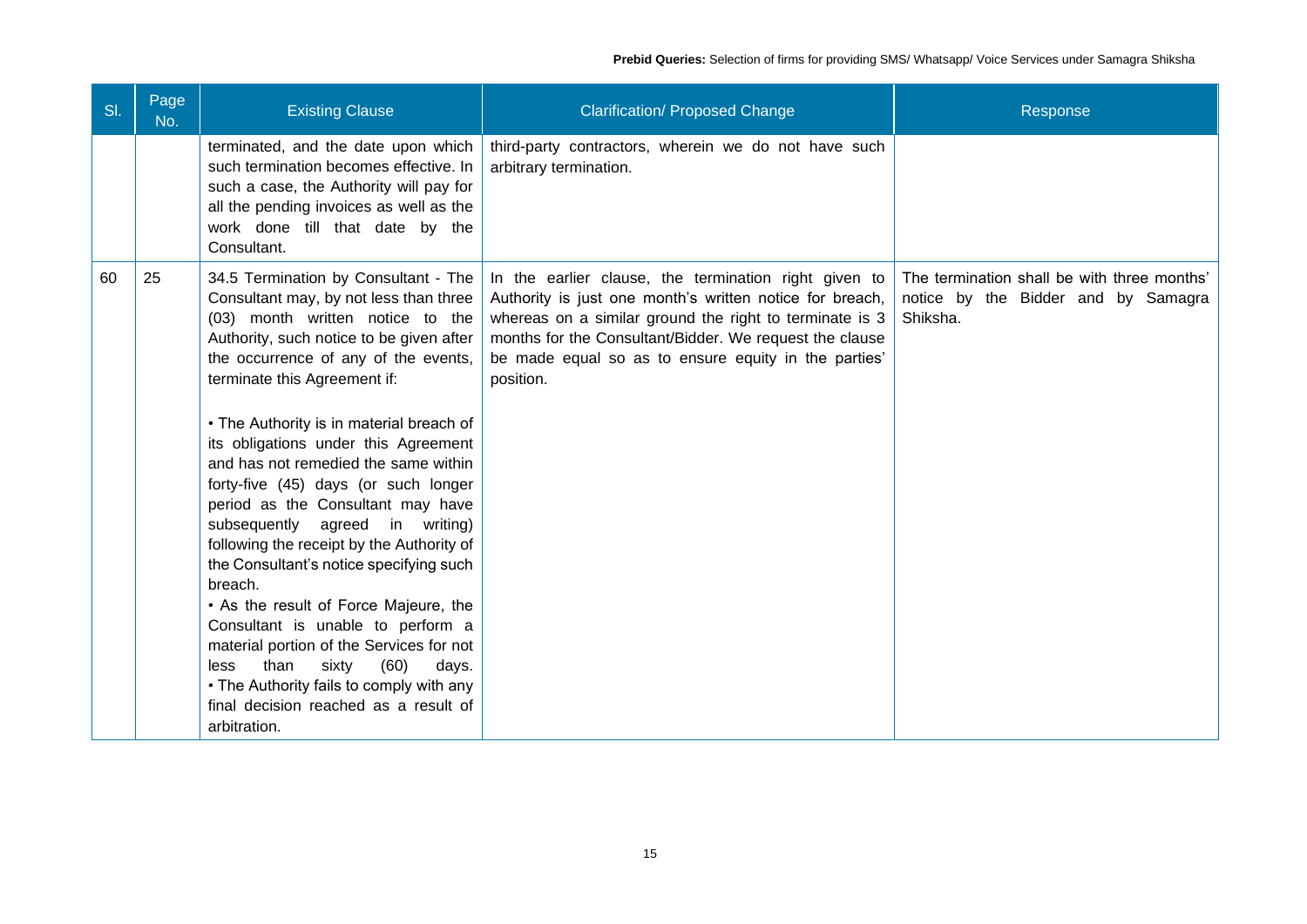| Sl. | Page No. | Existing Clause | Clarification/ Proposed Change | Response |
|---|---|---|---|---|
| | | terminated, and the date upon which such termination becomes effective. In such a case, the Authority will pay for all the pending invoices as well as the work done till that date by the Consultant. | third-party contractors, wherein we do not have such arbitrary termination. | |
| 60 | 25 | 34.5 Termination by Consultant - The Consultant may, by not less than three (03) month written notice to the Authority, such notice to be given after the occurrence of any of the events, terminate this Agreement if:<br><br>• The Authority is in material breach of its obligations under this Agreement and has not remedied the same within forty-five (45) days (or such longer period as the Consultant may have subsequently agreed in writing) following the receipt by the Authority of the Consultant's notice specifying such breach.<br>• As the result of Force Majeure, the Consultant is unable to perform a material portion of the Services for not less than sixty (60) days.<br>• The Authority fails to comply with any final decision reached as a result of arbitration. | In the earlier clause, the termination right given to Authority is just one month's written notice for breach, whereas on a similar ground the right to terminate is 3 months for the Consultant/Bidder. We request the clause be made equal so as to ensure equity in the parties' position. | The termination shall be with three months' notice by the Bidder and by Samagra Shiksha. |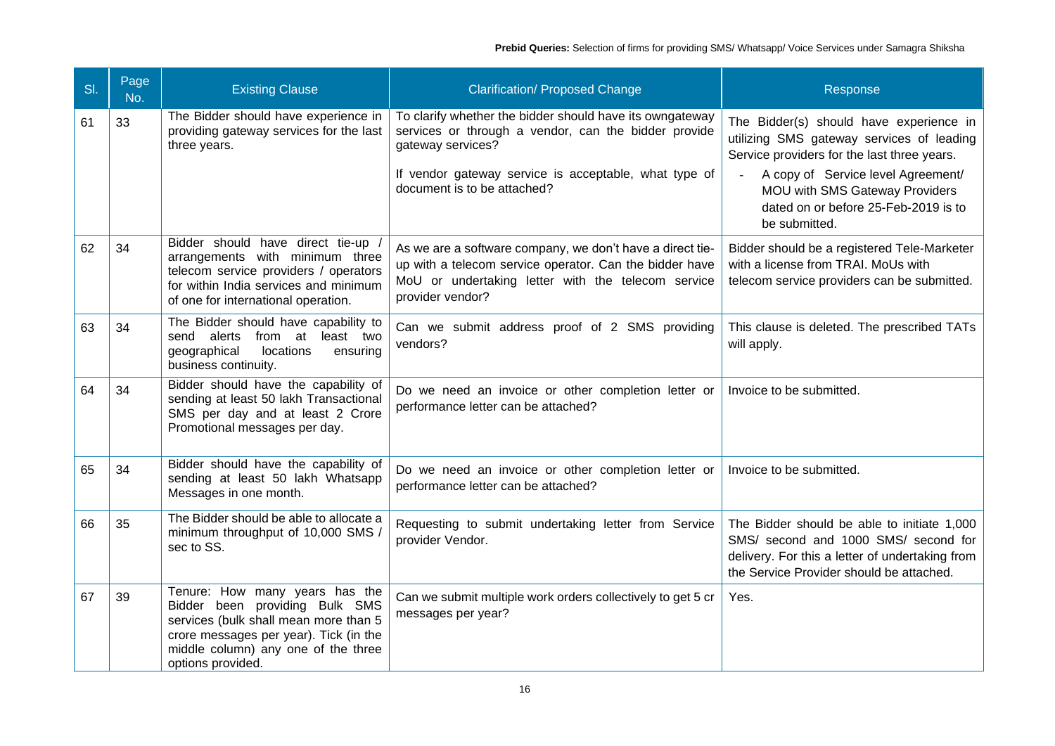| Sl. | Page No. | Existing Clause | Clarification/ Proposed Change | Response |
|---|---|---|---|---|
| 61 | 33 | The Bidder should have experience in providing gateway services for the last three years. | To clarify whether the bidder should have its owngateway services or through a vendor, can the bidder provide gateway services?<br><br>If vendor gateway service is acceptable, what type of document is to be attached? | The Bidder(s) should have experience in utilizing SMS gateway services of leading Service providers for the last three years.<br>- A copy of Service level Agreement/ MOU with SMS Gateway Providers dated on or before 25-Feb-2019 is to be submitted. |
| 62 | 34 | Bidder should have direct tie-up / arrangements with minimum three telecom service providers / operators for within India services and minimum of one for international operation. | As we are a software company, we don't have a direct tie-up with a telecom service operator. Can the bidder have MoU or undertaking letter with the telecom service provider vendor? | Bidder should be a registered Tele-Marketer with a license from TRAI. MoUs with telecom service providers can be submitted. |
| 63 | 34 | The Bidder should have capability to send alerts from at least two geographical locations ensuring business continuity. | Can we submit address proof of 2 SMS providing vendors? | This clause is deleted. The prescribed TATs will apply. |
| 64 | 34 | Bidder should have the capability of sending at least 50 lakh Transactional SMS per day and at least 2 Crore Promotional messages per day. | Do we need an invoice or other completion letter or performance letter can be attached? | Invoice to be submitted. |
| 65 | 34 | Bidder should have the capability of sending at least 50 lakh Whatsapp Messages in one month. | Do we need an invoice or other completion letter or performance letter can be attached? | Invoice to be submitted. |
| 66 | 35 | The Bidder should be able to allocate a minimum throughput of 10,000 SMS / sec to SS. | Requesting to submit undertaking letter from Service provider Vendor. | The Bidder should be able to initiate 1,000 SMS/ second and 1000 SMS/ second for delivery. For this a letter of undertaking from the Service Provider should be attached. |
| 67 | 39 | Tenure: How many years has the Bidder been providing Bulk SMS services (bulk shall mean more than 5 crore messages per year). Tick (in the middle column) any one of the three options provided. | Can we submit multiple work orders collectively to get 5 cr messages per year? | Yes. |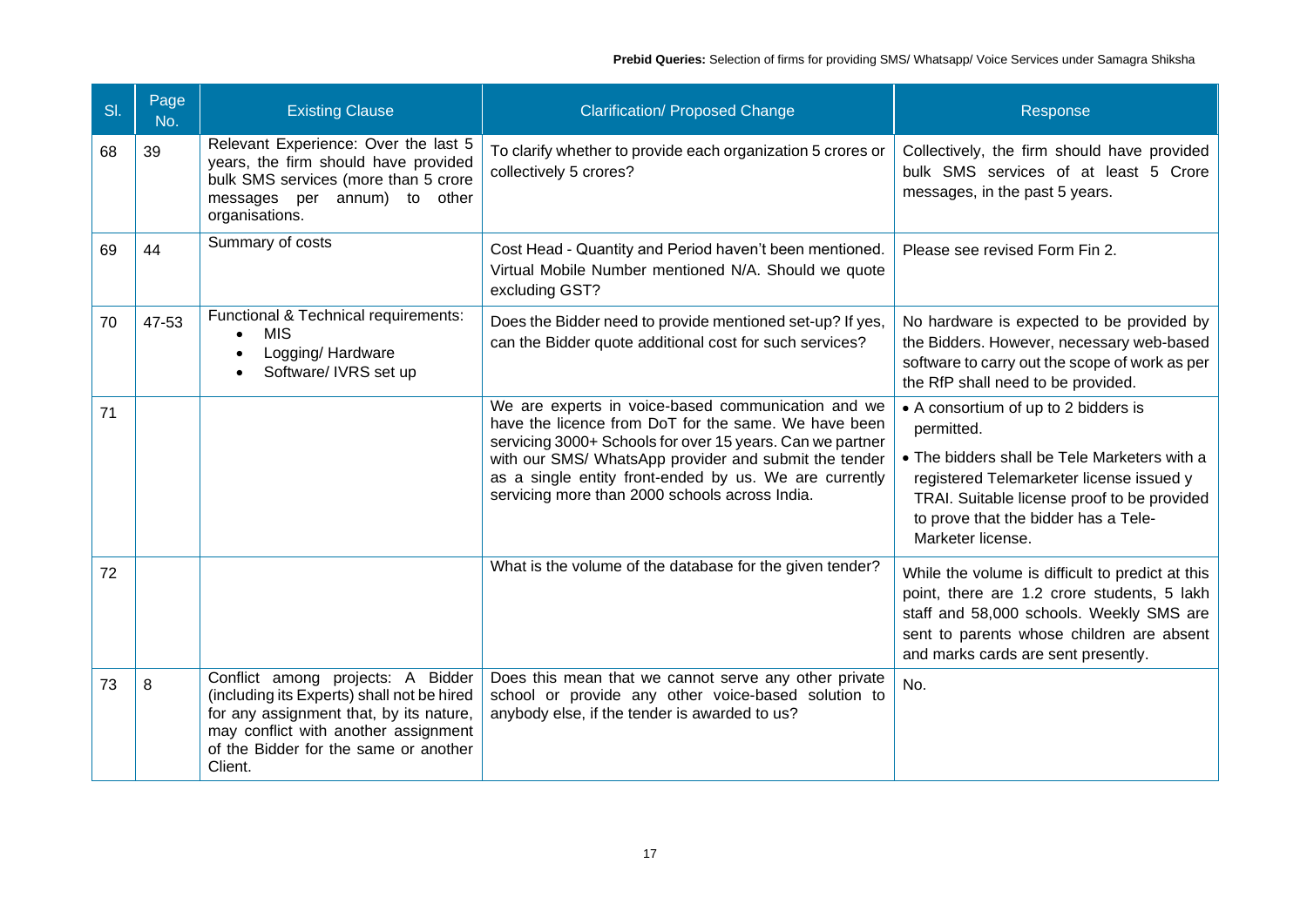| Sl. | Page No. | Existing Clause | Clarification/ Proposed Change | Response |
|---|---|---|---|---|
| 68 | 39 | Relevant Experience: Over the last 5 years, the firm should have provided bulk SMS services (more than 5 crore messages per annum) to other organisations. | To clarify whether to provide each organization 5 crores or collectively 5 crores? | Collectively, the firm should have provided bulk SMS services of at least 5 Crore messages, in the past 5 years. |
| 69 | 44 | Summary of costs | Cost Head - Quantity and Period haven't been mentioned. Virtual Mobile Number mentioned N/A. Should we quote excluding GST? | Please see revised Form Fin 2. |
| 70 | 47-53 | Functional & Technical requirements:<br>• MIS<br>• Logging/ Hardware<br>• Software/ IVRS set up | Does the Bidder need to provide mentioned set-up? If yes, can the Bidder quote additional cost for such services? | No hardware is expected to be provided by the Bidders. However, necessary web-based software to carry out the scope of work as per the RfP shall need to be provided. |
| 71 | | | We are experts in voice-based communication and we have the licence from DoT for the same. We have been servicing 3000+ Schools for over 15 years. Can we partner with our SMS/ WhatsApp provider and submit the tender as a single entity front-ended by us. We are currently servicing more than 2000 schools across India. | • A consortium of up to 2 bidders is permitted.<br>• The bidders shall be Tele Marketers with a registered Telemarketer license issued y TRAI. Suitable license proof to be provided to prove that the bidder has a Tele-Marketer license. |
| 72 | | | What is the volume of the database for the given tender? | While the volume is difficult to predict at this point, there are 1.2 crore students, 5 lakh staff and 58,000 schools. Weekly SMS are sent to parents whose children are absent and marks cards are sent presently. |
| 73 | 8 | Conflict among projects: A Bidder (including its Experts) shall not be hired for any assignment that, by its nature, may conflict with another assignment of the Bidder for the same or another Client. | Does this mean that we cannot serve any other private school or provide any other voice-based solution to anybody else, if the tender is awarded to us? | No. |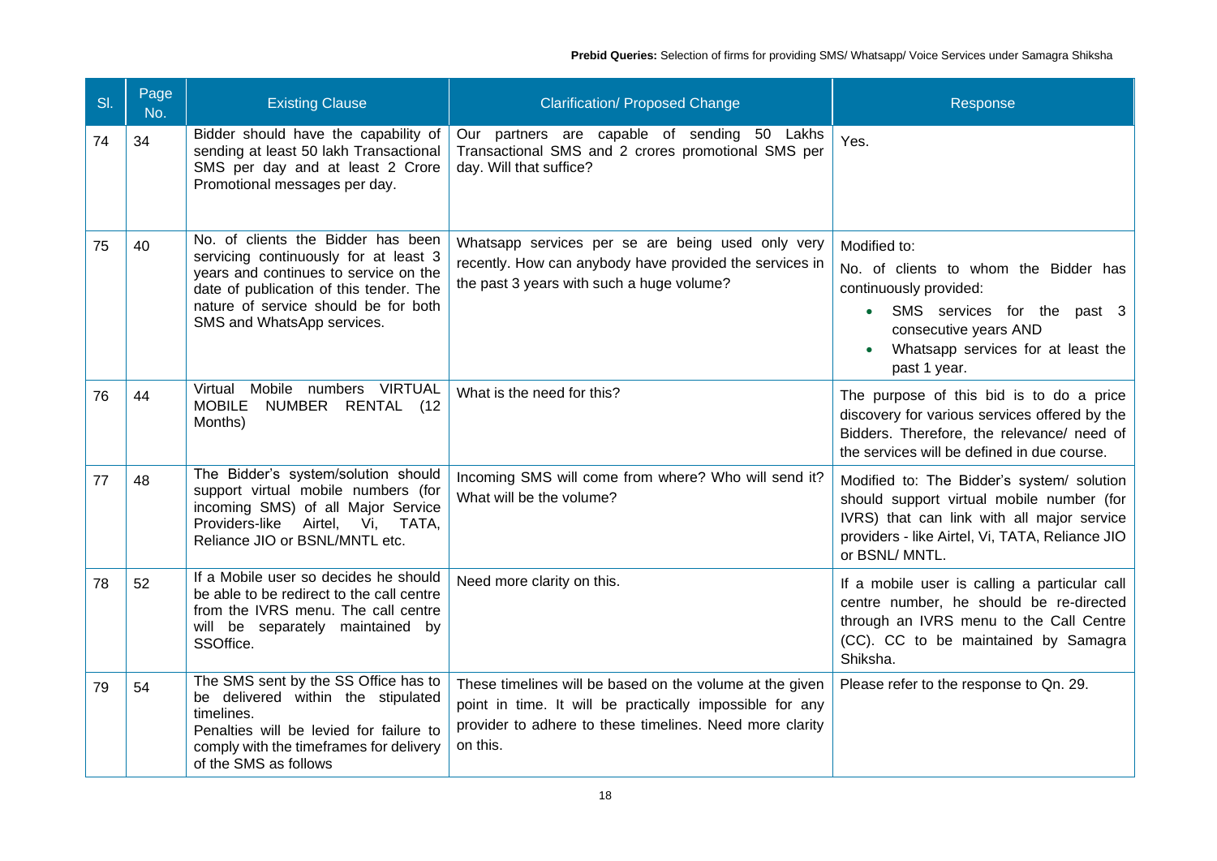| Sl. | Page No. | Existing Clause | Clarification/ Proposed Change | Response |
|---|---|---|---|---|
| 74 | 34 | Bidder should have the capability of sending at least 50 lakh Transactional SMS per day and at least 2 Crore Promotional messages per day. | Our partners are capable of sending 50 Lakhs Transactional SMS and 2 crores promotional SMS per day. Will that suffice? | Yes. |
| 75 | 40 | No. of clients the Bidder has been servicing continuously for at least 3 years and continues to service on the date of publication of this tender. The nature of service should be for both SMS and WhatsApp services. | Whatsapp services per se are being used only very recently. How can anybody have provided the services in the past 3 years with such a huge volume? | Modified to:<br>No. of clients to whom the Bidder has continuously provided:<br>• SMS services for the past 3 consecutive years AND<br>• Whatsapp services for at least the past 1 year. |
| 76 | 44 | Virtual Mobile numbers VIRTUAL MOBILE NUMBER RENTAL (12 Months) | What is the need for this? | The purpose of this bid is to do a price discovery for various services offered by the Bidders. Therefore, the relevance/ need of the services will be defined in due course. |
| 77 | 48 | The Bidder's system/solution should support virtual mobile numbers (for incoming SMS) of all Major Service Providers-like Airtel, Vi, TATA, Reliance JIO or BSNL/MNTL etc. | Incoming SMS will come from where? Who will send it? What will be the volume? | Modified to: The Bidder's system/ solution should support virtual mobile number (for IVRS) that can link with all major service providers - like Airtel, Vi, TATA, Reliance JIO or BSNL/ MNTL. |
| 78 | 52 | If a Mobile user so decides he should be able to be redirect to the call centre from the IVRS menu. The call centre will be separately maintained by SSOffice. | Need more clarity on this. | If a mobile user is calling a particular call centre number, he should be re-directed through an IVRS menu to the Call Centre (CC). CC to be maintained by Samagra Shiksha. |
| 79 | 54 | The SMS sent by the SS Office has to be delivered within the stipulated timelines.<br>Penalties will be levied for failure to comply with the timeframes for delivery of the SMS as follows | These timelines will be based on the volume at the given point in time. It will be practically impossible for any provider to adhere to these timelines. Need more clarity on this. | Please refer to the response to Qn. 29. |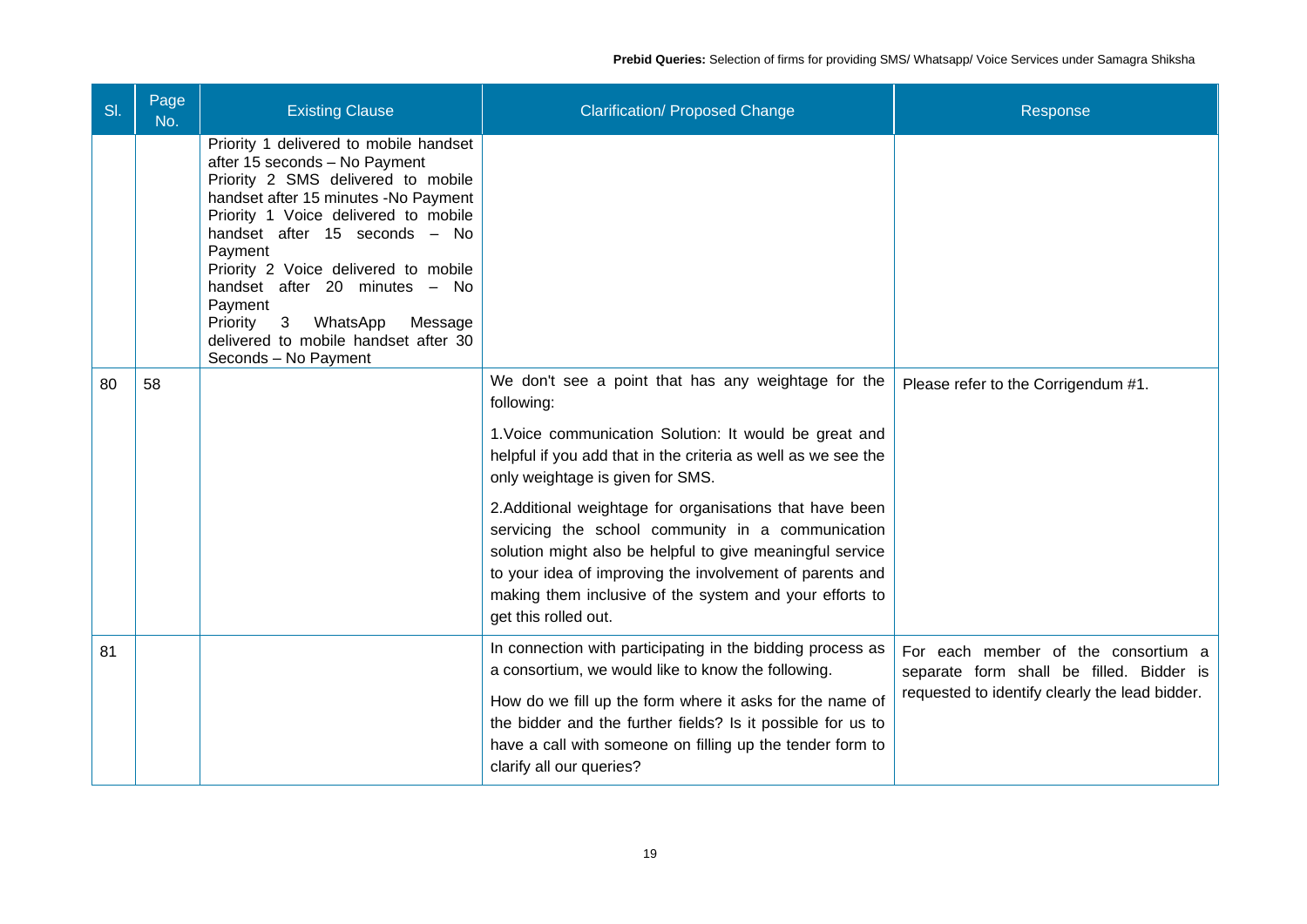| Sl. | Page No. | Existing Clause | Clarification/ Proposed Change | Response |
|---|---|---|---|---|
| | | Priority 1 delivered to mobile handset after 15 seconds – No Payment<br>Priority 2 SMS delivered to mobile handset after 15 minutes -No Payment<br>Priority 1 Voice delivered to mobile handset after 15 seconds – No Payment<br>Priority 2 Voice delivered to mobile handset after 20 minutes – No Payment<br>Priority 3 WhatsApp Message delivered to mobile handset after 30 Seconds – No Payment | | |
| 80 | 58 | | We don't see a point that has any weightage for the following:<br><br>1.Voice communication Solution: It would be great and helpful if you add that in the criteria as well as we see the only weightage is given for SMS.<br><br>2.Additional weightage for organisations that have been servicing the school community in a communication solution might also be helpful to give meaningful service to your idea of improving the involvement of parents and making them inclusive of the system and your efforts to get this rolled out. | Please refer to the Corrigendum #1. |
| 81 | | | In connection with participating in the bidding process as a consortium, we would like to know the following.<br><br>How do we fill up the form where it asks for the name of the bidder and the further fields? Is it possible for us to have a call with someone on filling up the tender form to clarify all our queries? | For each member of the consortium a separate form shall be filled. Bidder is requested to identify clearly the lead bidder. |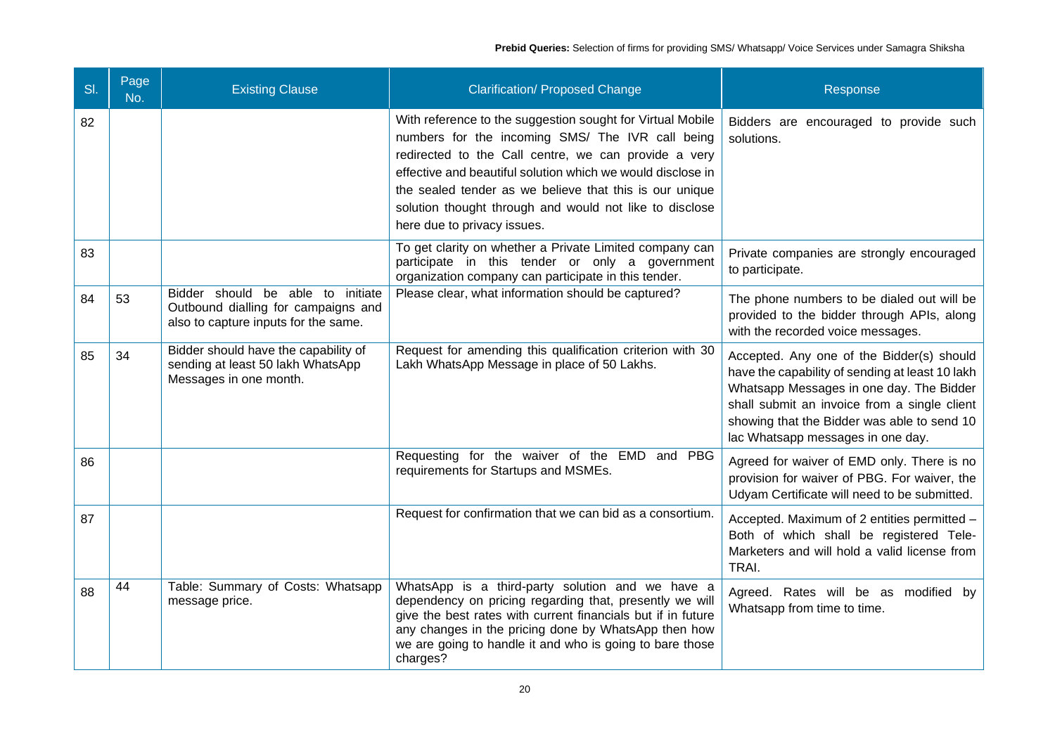| Sl. | Page No. | Existing Clause | Clarification/ Proposed Change | Response |
|---|---|---|---|---|
| 82 | | | With reference to the suggestion sought for Virtual Mobile numbers for the incoming SMS/ The IVR call being redirected to the Call centre, we can provide a very effective and beautiful solution which we would disclose in the sealed tender as we believe that this is our unique solution thought through and would not like to disclose here due to privacy issues. | Bidders are encouraged to provide such solutions. |
| 83 | | | To get clarity on whether a Private Limited company can participate in this tender or only a government organization company can participate in this tender. | Private companies are strongly encouraged to participate. |
| 84 | 53 | Bidder should be able to initiate Outbound dialling for campaigns and also to capture inputs for the same. | Please clear, what information should be captured? | The phone numbers to be dialed out will be provided to the bidder through APIs, along with the recorded voice messages. |
| 85 | 34 | Bidder should have the capability of sending at least 50 lakh WhatsApp Messages in one month. | Request for amending this qualification criterion with 30 Lakh WhatsApp Message in place of 50 Lakhs. | Accepted. Any one of the Bidder(s) should have the capability of sending at least 10 lakh Whatsapp Messages in one day. The Bidder shall submit an invoice from a single client showing that the Bidder was able to send 10 lac Whatsapp messages in one day. |
| 86 | | | Requesting for the waiver of the EMD and PBG requirements for Startups and MSMEs. | Agreed for waiver of EMD only. There is no provision for waiver of PBG. For waiver, the Udyam Certificate will need to be submitted. |
| 87 | | | Request for confirmation that we can bid as a consortium. | Accepted. Maximum of 2 entities permitted – Both of which shall be registered Tele-Marketers and will hold a valid license from TRAI. |
| 88 | 44 | Table: Summary of Costs: Whatsapp message price. | WhatsApp is a third-party solution and we have a dependency on pricing regarding that, presently we will give the best rates with current financials but if in future any changes in the pricing done by WhatsApp then how we are going to handle it and who is going to bare those charges? | Agreed. Rates will be as modified by Whatsapp from time to time. |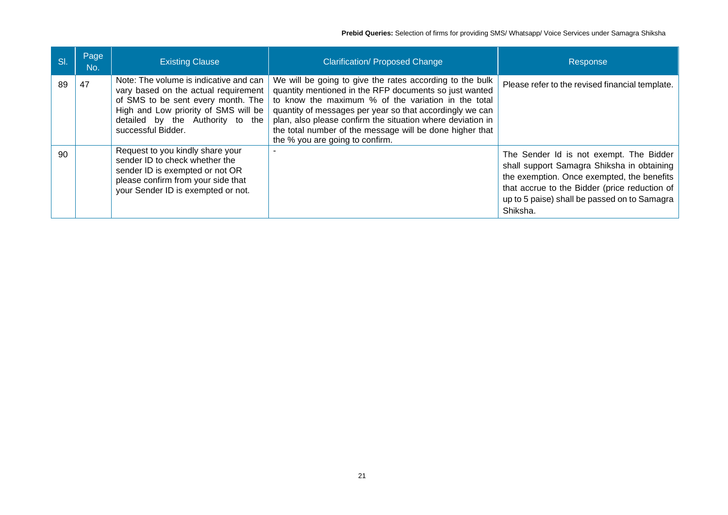| Sl. | Page No. | Existing Clause | Clarification/ Proposed Change | Response |
|---|---|---|---|---|
| 89 | 47 | Note: The volume is indicative and can vary based on the actual requirement of SMS to be sent every month. The High and Low priority of SMS will be detailed by the Authority to the successful Bidder. | We will be going to give the rates according to the bulk quantity mentioned in the RFP documents so just wanted to know the maximum % of the variation in the total quantity of messages per year so that accordingly we can plan, also please confirm the situation where deviation in the total number of the message will be done higher that the % you are going to confirm. | Please refer to the revised financial template. |
| 90 | | Request to you kindly share your sender ID to check whether the sender ID is exempted or not OR please confirm from your side that your Sender ID is exempted or not. | - | The Sender Id is not exempt. The Bidder shall support Samagra Shiksha in obtaining the exemption. Once exempted, the benefits that accrue to the Bidder (price reduction of up to 5 paise) shall be passed on to Samagra Shiksha. |